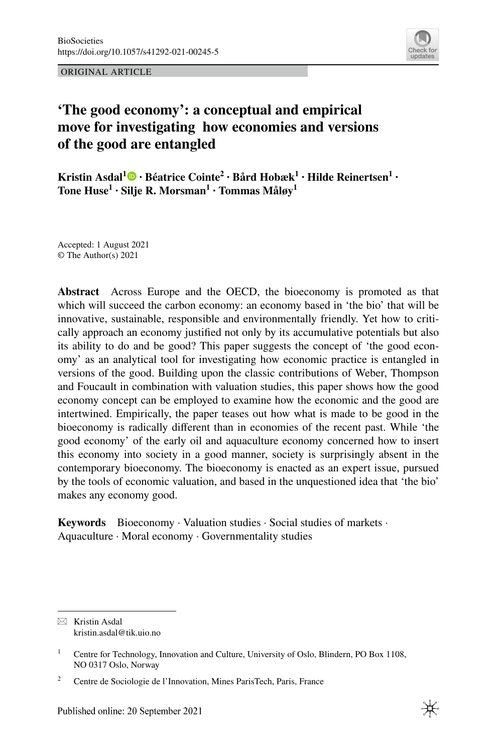ORIGINAL ARTICLE

# 'The good economy': a conceptual and empirical move for investigating how economies and versions of the good are entangled

**Kristin Asdal[1] · Béatrice Cointe[2] · Bård Hobæk[1] · Hilde Reinertsen[1] · Tone Huse[1] · Silje R. Morsman[1] · Tommas Måløy[1]**

Accepted: 1 August 2021
© The Author(s) 2021

**Abstract** Across Europe and the OECD, the bioeconomy is promoted as that which will succeed the carbon economy: an economy based in 'the bio' that will be innovative, sustainable, responsible and environmentally friendly. Yet how to critically approach an economy justified not only by its accumulative potentials but also its ability to do and be good? This paper suggests the concept of 'the good economy' as an analytical tool for investigating how economic practice is entangled in versions of the good. Building upon the classic contributions of Weber, Thompson and Foucault in combination with valuation studies, this paper shows how the good economy concept can be employed to examine how the economic and the good are intertwined. Empirically, the paper teases out how what is made to be good in the bioeconomy is radically different than in economies of the recent past. While 'the good economy' of the early oil and aquaculture economy concerned how to insert this economy into society in a good manner, society is surprisingly absent in the contemporary bioeconomy. The bioeconomy is enacted as an expert issue, pursued by the tools of economic valuation, and based in the unquestioned idea that 'the bio' makes any economy good.

**Keywords** Bioeconomy · Valuation studies · Social studies of markets · Aquaculture · Moral economy · Governmentality studies

✉ Kristin Asdal
kristin.asdal@tik.uio.no

[1] Centre for Technology, Innovation and Culture, University of Oslo, Blindern, PO Box 1108, NO 0317 Oslo, Norway

[2] Centre de Sociologie de l'Innovation, Mines ParisTech, Paris, France

Published online: 20 September 2021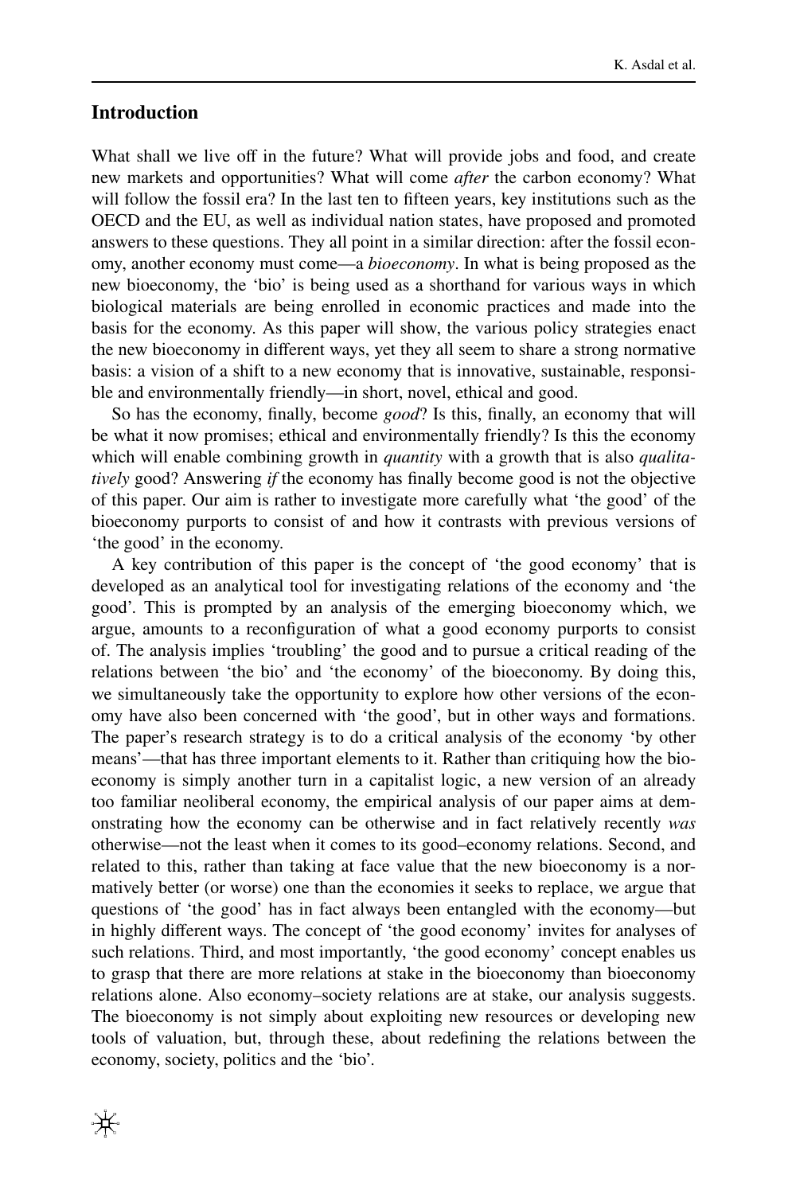## Introduction

What shall we live off in the future? What will provide jobs and food, and create new markets and opportunities? What will come *after* the carbon economy? What will follow the fossil era? In the last ten to fifteen years, key institutions such as the OECD and the EU, as well as individual nation states, have proposed and promoted answers to these questions. They all point in a similar direction: after the fossil economy, another economy must come—a *bioeconomy*. In what is being proposed as the new bioeconomy, the 'bio' is being used as a shorthand for various ways in which biological materials are being enrolled in economic practices and made into the basis for the economy. As this paper will show, the various policy strategies enact the new bioeconomy in different ways, yet they all seem to share a strong normative basis: a vision of a shift to a new economy that is innovative, sustainable, responsible and environmentally friendly—in short, novel, ethical and good.

So has the economy, finally, become *good*? Is this, finally, an economy that will be what it now promises; ethical and environmentally friendly? Is this the economy which will enable combining growth in *quantity* with a growth that is also *qualitatively* good? Answering *if* the economy has finally become good is not the objective of this paper. Our aim is rather to investigate more carefully what 'the good' of the bioeconomy purports to consist of and how it contrasts with previous versions of 'the good' in the economy.

A key contribution of this paper is the concept of 'the good economy' that is developed as an analytical tool for investigating relations of the economy and 'the good'. This is prompted by an analysis of the emerging bioeconomy which, we argue, amounts to a reconfiguration of what a good economy purports to consist of. The analysis implies 'troubling' the good and to pursue a critical reading of the relations between 'the bio' and 'the economy' of the bioeconomy. By doing this, we simultaneously take the opportunity to explore how other versions of the economy have also been concerned with 'the good', but in other ways and formations. The paper's research strategy is to do a critical analysis of the economy 'by other means'—that has three important elements to it. Rather than critiquing how the bioeconomy is simply another turn in a capitalist logic, a new version of an already too familiar neoliberal economy, the empirical analysis of our paper aims at demonstrating how the economy can be otherwise and in fact relatively recently *was* otherwise—not the least when it comes to its good–economy relations. Second, and related to this, rather than taking at face value that the new bioeconomy is a normatively better (or worse) one than the economies it seeks to replace, we argue that questions of 'the good' has in fact always been entangled with the economy—but in highly different ways. The concept of 'the good economy' invites for analyses of such relations. Third, and most importantly, 'the good economy' concept enables us to grasp that there are more relations at stake in the bioeconomy than bioeconomy relations alone. Also economy–society relations are at stake, our analysis suggests. The bioeconomy is not simply about exploiting new resources or developing new tools of valuation, but, through these, about redefining the relations between the economy, society, politics and the 'bio'.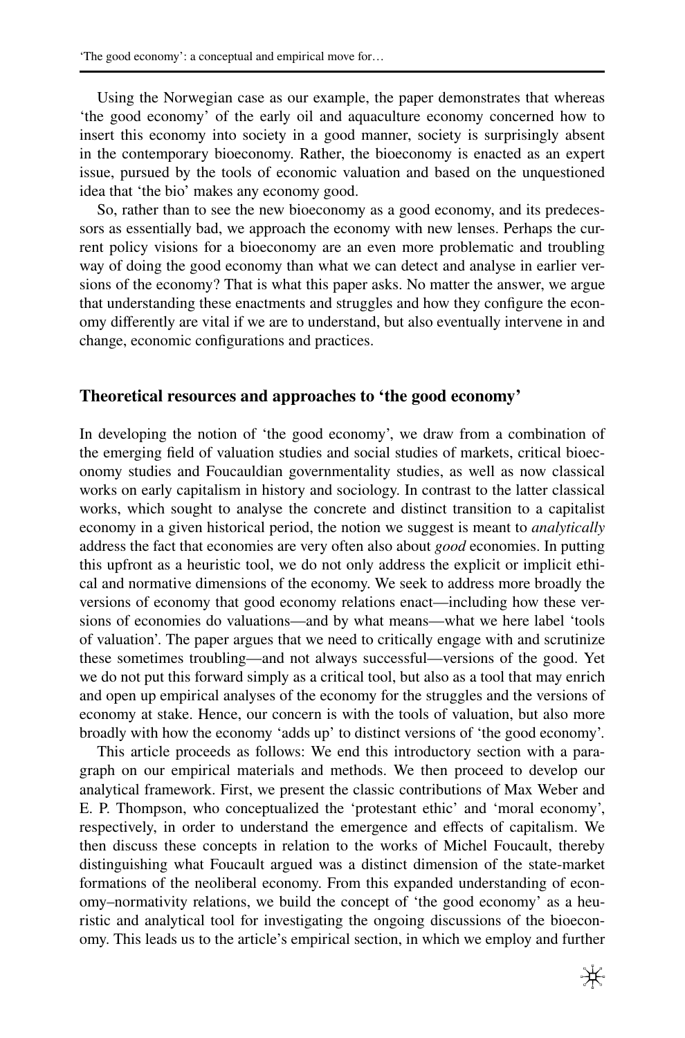Using the Norwegian case as our example, the paper demonstrates that whereas 'the good economy' of the early oil and aquaculture economy concerned how to insert this economy into society in a good manner, society is surprisingly absent in the contemporary bioeconomy. Rather, the bioeconomy is enacted as an expert issue, pursued by the tools of economic valuation and based on the unquestioned idea that 'the bio' makes any economy good.

So, rather than to see the new bioeconomy as a good economy, and its predecessors as essentially bad, we approach the economy with new lenses. Perhaps the current policy visions for a bioeconomy are an even more problematic and troubling way of doing the good economy than what we can detect and analyse in earlier versions of the economy? That is what this paper asks. No matter the answer, we argue that understanding these enactments and struggles and how they configure the economy differently are vital if we are to understand, but also eventually intervene in and change, economic configurations and practices.

## Theoretical resources and approaches to 'the good economy'

In developing the notion of 'the good economy', we draw from a combination of the emerging field of valuation studies and social studies of markets, critical bioeconomy studies and Foucauldian governmentality studies, as well as now classical works on early capitalism in history and sociology. In contrast to the latter classical works, which sought to analyse the concrete and distinct transition to a capitalist economy in a given historical period, the notion we suggest is meant to *analytically* address the fact that economies are very often also about *good* economies. In putting this upfront as a heuristic tool, we do not only address the explicit or implicit ethical and normative dimensions of the economy. We seek to address more broadly the versions of economy that good economy relations enact—including how these versions of economies do valuations—and by what means—what we here label 'tools of valuation'. The paper argues that we need to critically engage with and scrutinize these sometimes troubling—and not always successful—versions of the good. Yet we do not put this forward simply as a critical tool, but also as a tool that may enrich and open up empirical analyses of the economy for the struggles and the versions of economy at stake. Hence, our concern is with the tools of valuation, but also more broadly with how the economy 'adds up' to distinct versions of 'the good economy'.

This article proceeds as follows: We end this introductory section with a paragraph on our empirical materials and methods. We then proceed to develop our analytical framework. First, we present the classic contributions of Max Weber and E. P. Thompson, who conceptualized the 'protestant ethic' and 'moral economy', respectively, in order to understand the emergence and effects of capitalism. We then discuss these concepts in relation to the works of Michel Foucault, thereby distinguishing what Foucault argued was a distinct dimension of the state-market formations of the neoliberal economy. From this expanded understanding of economy–normativity relations, we build the concept of 'the good economy' as a heuristic and analytical tool for investigating the ongoing discussions of the bioeconomy. This leads us to the article's empirical section, in which we employ and further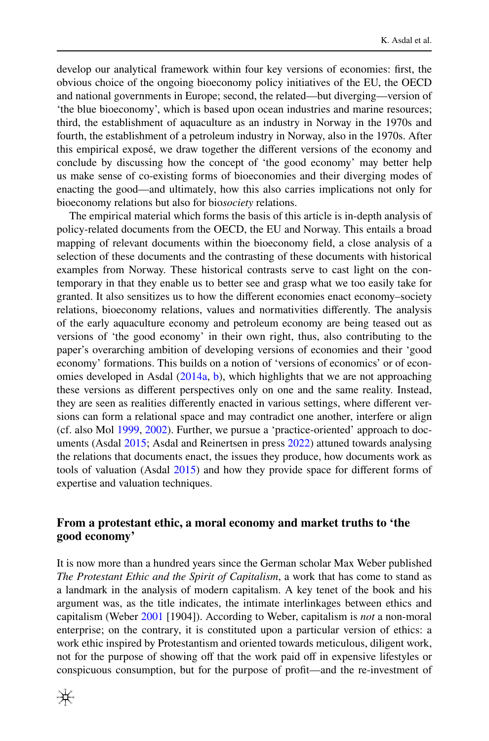develop our analytical framework within four key versions of economies: first, the obvious choice of the ongoing bioeconomy policy initiatives of the EU, the OECD and national governments in Europe; second, the related—but diverging—version of 'the blue bioeconomy', which is based upon ocean industries and marine resources; third, the establishment of aquaculture as an industry in Norway in the 1970s and fourth, the establishment of a petroleum industry in Norway, also in the 1970s. After this empirical exposé, we draw together the different versions of the economy and conclude by discussing how the concept of 'the good economy' may better help us make sense of co-existing forms of bioeconomies and their diverging modes of enacting the good—and ultimately, how this also carries implications not only for bioeconomy relations but also for bio*society* relations.

The empirical material which forms the basis of this article is in-depth analysis of policy-related documents from the OECD, the EU and Norway. This entails a broad mapping of relevant documents within the bioeconomy field, a close analysis of a selection of these documents and the contrasting of these documents with historical examples from Norway. These historical contrasts serve to cast light on the contemporary in that they enable us to better see and grasp what we too easily take for granted. It also sensitizes us to how the different economies enact economy–society relations, bioeconomy relations, values and normativities differently. The analysis of the early aquaculture economy and petroleum economy are being teased out as versions of 'the good economy' in their own right, thus, also contributing to the paper's overarching ambition of developing versions of economies and their 'good economy' formations. This builds on a notion of 'versions of economics' or of economies developed in Asdal (2014a, b), which highlights that we are not approaching these versions as different perspectives only on one and the same reality. Instead, they are seen as realities differently enacted in various settings, where different versions can form a relational space and may contradict one another, interfere or align (cf. also Mol 1999, 2002). Further, we pursue a 'practice-oriented' approach to documents (Asdal 2015; Asdal and Reinertsen in press 2022) attuned towards analysing the relations that documents enact, the issues they produce, how documents work as tools of valuation (Asdal 2015) and how they provide space for different forms of expertise and valuation techniques.

## From a protestant ethic, a moral economy and market truths to 'the good economy'

It is now more than a hundred years since the German scholar Max Weber published *The Protestant Ethic and the Spirit of Capitalism*, a work that has come to stand as a landmark in the analysis of modern capitalism. A key tenet of the book and his argument was, as the title indicates, the intimate interlinkages between ethics and capitalism (Weber 2001 [1904]). According to Weber, capitalism is *not* a non-moral enterprise; on the contrary, it is constituted upon a particular version of ethics: a work ethic inspired by Protestantism and oriented towards meticulous, diligent work, not for the purpose of showing off that the work paid off in expensive lifestyles or conspicuous consumption, but for the purpose of profit—and the re-investment of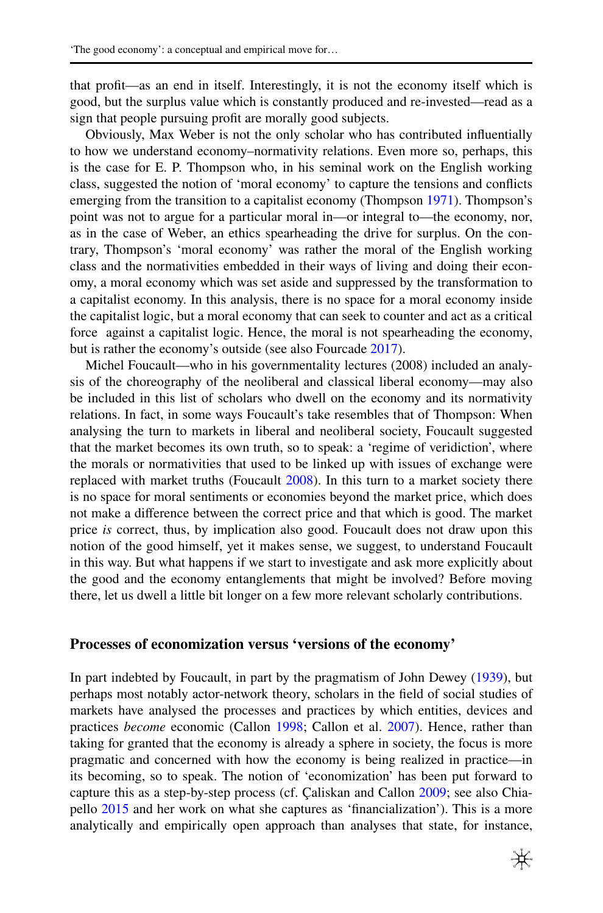that profit—as an end in itself. Interestingly, it is not the economy itself which is good, but the surplus value which is constantly produced and re-invested—read as a sign that people pursuing profit are morally good subjects.

Obviously, Max Weber is not the only scholar who has contributed influentially to how we understand economy–normativity relations. Even more so, perhaps, this is the case for E. P. Thompson who, in his seminal work on the English working class, suggested the notion of 'moral economy' to capture the tensions and conflicts emerging from the transition to a capitalist economy (Thompson 1971). Thompson's point was not to argue for a particular moral in—or integral to—the economy, nor, as in the case of Weber, an ethics spearheading the drive for surplus. On the contrary, Thompson's 'moral economy' was rather the moral of the English working class and the normativities embedded in their ways of living and doing their economy, a moral economy which was set aside and suppressed by the transformation to a capitalist economy. In this analysis, there is no space for a moral economy inside the capitalist logic, but a moral economy that can seek to counter and act as a critical force against a capitalist logic. Hence, the moral is not spearheading the economy, but is rather the economy's outside (see also Fourcade 2017).

Michel Foucault—who in his governmentality lectures (2008) included an analysis of the choreography of the neoliberal and classical liberal economy—may also be included in this list of scholars who dwell on the economy and its normativity relations. In fact, in some ways Foucault's take resembles that of Thompson: When analysing the turn to markets in liberal and neoliberal society, Foucault suggested that the market becomes its own truth, so to speak: a 'regime of veridiction', where the morals or normativities that used to be linked up with issues of exchange were replaced with market truths (Foucault 2008). In this turn to a market society there is no space for moral sentiments or economies beyond the market price, which does not make a difference between the correct price and that which is good. The market price *is* correct, thus, by implication also good. Foucault does not draw upon this notion of the good himself, yet it makes sense, we suggest, to understand Foucault in this way. But what happens if we start to investigate and ask more explicitly about the good and the economy entanglements that might be involved? Before moving there, let us dwell a little bit longer on a few more relevant scholarly contributions.

## Processes of economization versus 'versions of the economy'

In part indebted by Foucault, in part by the pragmatism of John Dewey (1939), but perhaps most notably actor-network theory, scholars in the field of social studies of markets have analysed the processes and practices by which entities, devices and practices *become* economic (Callon 1998; Callon et al. 2007). Hence, rather than taking for granted that the economy is already a sphere in society, the focus is more pragmatic and concerned with how the economy is being realized in practice—in its becoming, so to speak. The notion of 'economization' has been put forward to capture this as a step-by-step process (cf. Çaliskan and Callon 2009; see also Chiapello 2015 and her work on what she captures as 'financialization'). This is a more analytically and empirically open approach than analyses that state, for instance,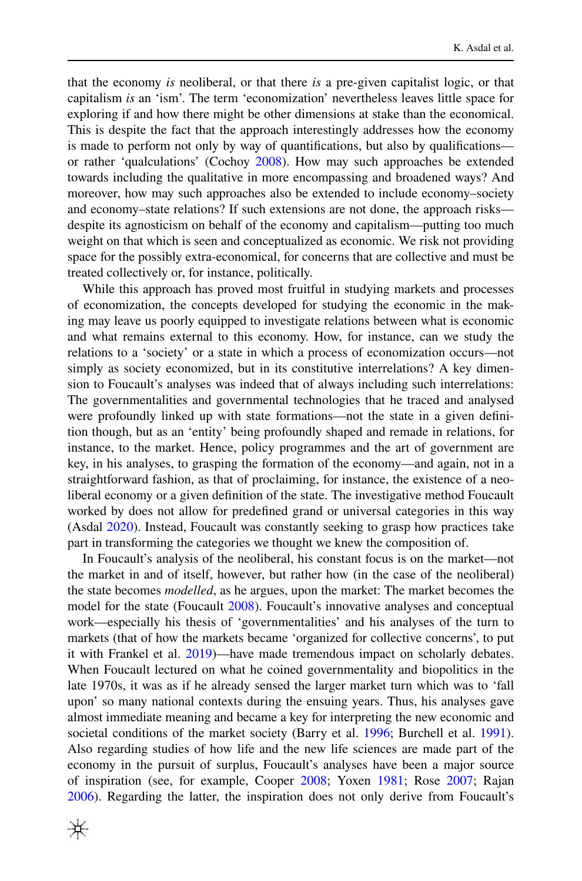that the economy *is* neoliberal, or that there *is* a pre-given capitalist logic, or that capitalism *is* an 'ism'. The term 'economization' nevertheless leaves little space for exploring if and how there might be other dimensions at stake than the economical. This is despite the fact that the approach interestingly addresses how the economy is made to perform not only by way of quantifications, but also by qualifications—or rather 'qualculations' (Cochoy 2008). How may such approaches be extended towards including the qualitative in more encompassing and broadened ways? And moreover, how may such approaches also be extended to include economy–society and economy–state relations? If such extensions are not done, the approach risks—despite its agnosticism on behalf of the economy and capitalism—putting too much weight on that which is seen and conceptualized as economic. We risk not providing space for the possibly extra-economical, for concerns that are collective and must be treated collectively or, for instance, politically.

While this approach has proved most fruitful in studying markets and processes of economization, the concepts developed for studying the economic in the making may leave us poorly equipped to investigate relations between what is economic and what remains external to this economy. How, for instance, can we study the relations to a 'society' or a state in which a process of economization occurs—not simply as society economized, but in its constitutive interrelations? A key dimension to Foucault's analyses was indeed that of always including such interrelations: The governmentalities and governmental technologies that he traced and analysed were profoundly linked up with state formations—not the state in a given definition though, but as an 'entity' being profoundly shaped and remade in relations, for instance, to the market. Hence, policy programmes and the art of government are key, in his analyses, to grasping the formation of the economy—and again, not in a straightforward fashion, as that of proclaiming, for instance, the existence of a neoliberal economy or a given definition of the state. The investigative method Foucault worked by does not allow for predefined grand or universal categories in this way (Asdal 2020). Instead, Foucault was constantly seeking to grasp how practices take part in transforming the categories we thought we knew the composition of.

In Foucault's analysis of the neoliberal, his constant focus is on the market—not the market in and of itself, however, but rather how (in the case of the neoliberal) the state becomes *modelled*, as he argues, upon the market: The market becomes the model for the state (Foucault 2008). Foucault's innovative analyses and conceptual work—especially his thesis of 'governmentalities' and his analyses of the turn to markets (that of how the markets became 'organized for collective concerns', to put it with Frankel et al. 2019)—have made tremendous impact on scholarly debates. When Foucault lectured on what he coined governmentality and biopolitics in the late 1970s, it was as if he already sensed the larger market turn which was to 'fall upon' so many national contexts during the ensuing years. Thus, his analyses gave almost immediate meaning and became a key for interpreting the new economic and societal conditions of the market society (Barry et al. 1996; Burchell et al. 1991). Also regarding studies of how life and the new life sciences are made part of the economy in the pursuit of surplus, Foucault's analyses have been a major source of inspiration (see, for example, Cooper 2008; Yoxen 1981; Rose 2007; Rajan 2006). Regarding the latter, the inspiration does not only derive from Foucault's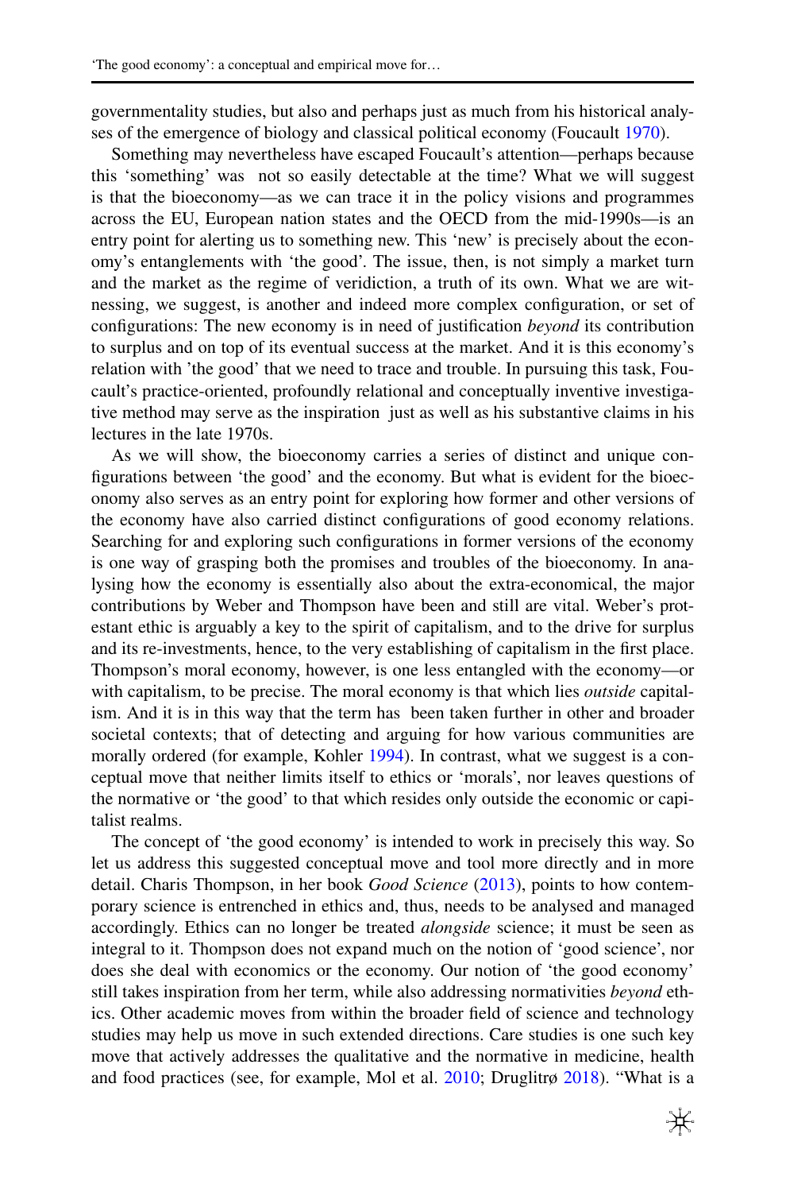governmentality studies, but also and perhaps just as much from his historical analyses of the emergence of biology and classical political economy (Foucault 1970).

Something may nevertheless have escaped Foucault's attention—perhaps because this 'something' was not so easily detectable at the time? What we will suggest is that the bioeconomy—as we can trace it in the policy visions and programmes across the EU, European nation states and the OECD from the mid-1990s—is an entry point for alerting us to something new. This 'new' is precisely about the economy's entanglements with 'the good'. The issue, then, is not simply a market turn and the market as the regime of veridiction, a truth of its own. What we are witnessing, we suggest, is another and indeed more complex configuration, or set of configurations: The new economy is in need of justification *beyond* its contribution to surplus and on top of its eventual success at the market. And it is this economy's relation with 'the good' that we need to trace and trouble. In pursuing this task, Foucault's practice-oriented, profoundly relational and conceptually inventive investigative method may serve as the inspiration just as well as his substantive claims in his lectures in the late 1970s.

As we will show, the bioeconomy carries a series of distinct and unique configurations between 'the good' and the economy. But what is evident for the bioeconomy also serves as an entry point for exploring how former and other versions of the economy have also carried distinct configurations of good economy relations. Searching for and exploring such configurations in former versions of the economy is one way of grasping both the promises and troubles of the bioeconomy. In analysing how the economy is essentially also about the extra-economical, the major contributions by Weber and Thompson have been and still are vital. Weber's protestant ethic is arguably a key to the spirit of capitalism, and to the drive for surplus and its re-investments, hence, to the very establishing of capitalism in the first place. Thompson's moral economy, however, is one less entangled with the economy—or with capitalism, to be precise. The moral economy is that which lies *outside* capitalism. And it is in this way that the term has been taken further in other and broader societal contexts; that of detecting and arguing for how various communities are morally ordered (for example, Kohler 1994). In contrast, what we suggest is a conceptual move that neither limits itself to ethics or 'morals', nor leaves questions of the normative or 'the good' to that which resides only outside the economic or capitalist realms.

The concept of 'the good economy' is intended to work in precisely this way. So let us address this suggested conceptual move and tool more directly and in more detail. Charis Thompson, in her book *Good Science* (2013), points to how contemporary science is entrenched in ethics and, thus, needs to be analysed and managed accordingly. Ethics can no longer be treated *alongside* science; it must be seen as integral to it. Thompson does not expand much on the notion of 'good science', nor does she deal with economics or the economy. Our notion of 'the good economy' still takes inspiration from her term, while also addressing normativities *beyond* ethics. Other academic moves from within the broader field of science and technology studies may help us move in such extended directions. Care studies is one such key move that actively addresses the qualitative and the normative in medicine, health and food practices (see, for example, Mol et al. 2010; Druglitrø 2018). "What is a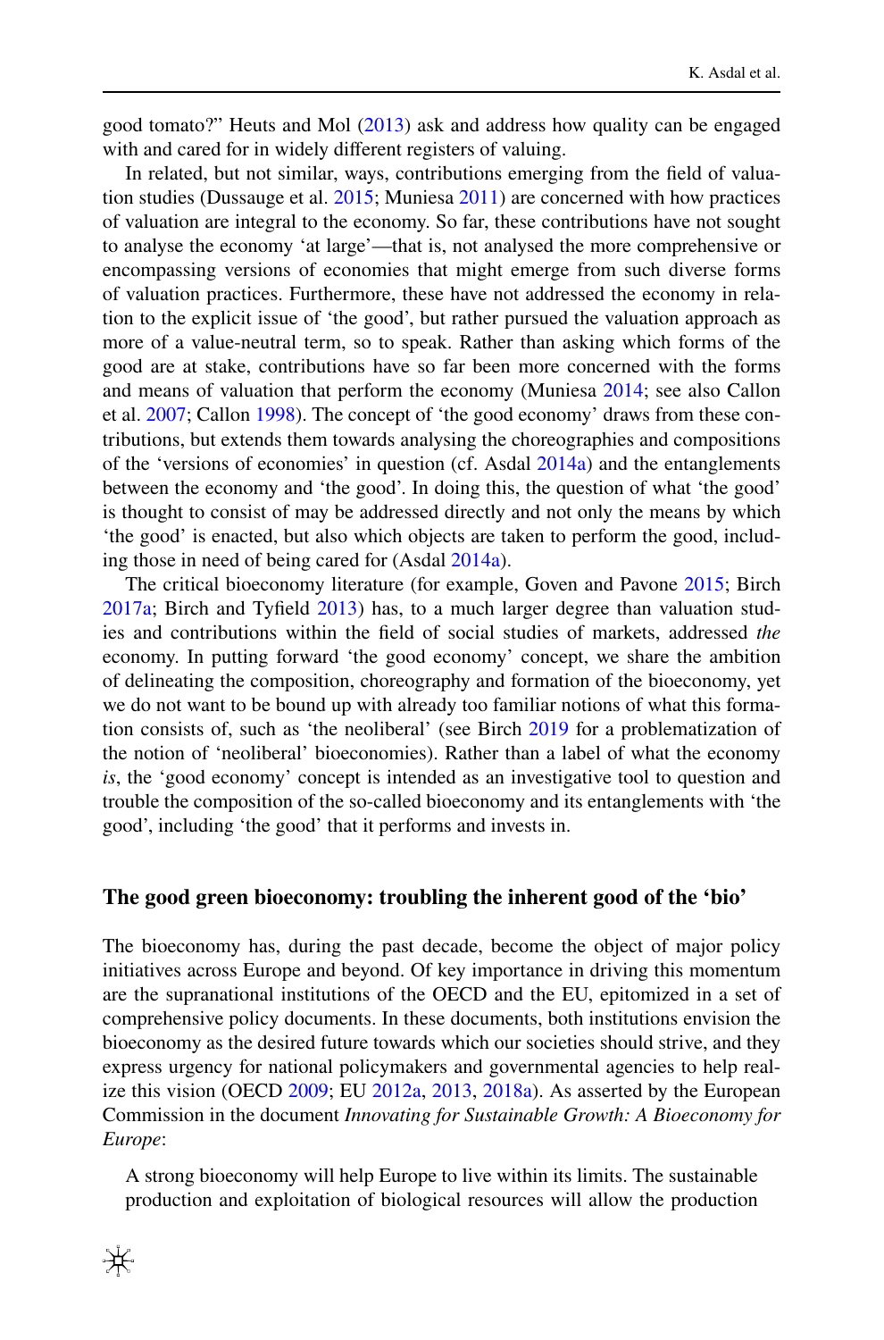good tomato?" Heuts and Mol (2013) ask and address how quality can be engaged with and cared for in widely different registers of valuing.

In related, but not similar, ways, contributions emerging from the field of valuation studies (Dussauge et al. 2015; Muniesa 2011) are concerned with how practices of valuation are integral to the economy. So far, these contributions have not sought to analyse the economy 'at large'—that is, not analysed the more comprehensive or encompassing versions of economies that might emerge from such diverse forms of valuation practices. Furthermore, these have not addressed the economy in relation to the explicit issue of 'the good', but rather pursued the valuation approach as more of a value-neutral term, so to speak. Rather than asking which forms of the good are at stake, contributions have so far been more concerned with the forms and means of valuation that perform the economy (Muniesa 2014; see also Callon et al. 2007; Callon 1998). The concept of 'the good economy' draws from these contributions, but extends them towards analysing the choreographies and compositions of the 'versions of economies' in question (cf. Asdal 2014a) and the entanglements between the economy and 'the good'. In doing this, the question of what 'the good' is thought to consist of may be addressed directly and not only the means by which 'the good' is enacted, but also which objects are taken to perform the good, including those in need of being cared for (Asdal 2014a).

The critical bioeconomy literature (for example, Goven and Pavone 2015; Birch 2017a; Birch and Tyfield 2013) has, to a much larger degree than valuation studies and contributions within the field of social studies of markets, addressed *the* economy. In putting forward 'the good economy' concept, we share the ambition of delineating the composition, choreography and formation of the bioeconomy, yet we do not want to be bound up with already too familiar notions of what this formation consists of, such as 'the neoliberal' (see Birch 2019 for a problematization of the notion of 'neoliberal' bioeconomies). Rather than a label of what the economy *is*, the 'good economy' concept is intended as an investigative tool to question and trouble the composition of the so-called bioeconomy and its entanglements with 'the good', including 'the good' that it performs and invests in.

## The good green bioeconomy: troubling the inherent good of the 'bio'

The bioeconomy has, during the past decade, become the object of major policy initiatives across Europe and beyond. Of key importance in driving this momentum are the supranational institutions of the OECD and the EU, epitomized in a set of comprehensive policy documents. In these documents, both institutions envision the bioeconomy as the desired future towards which our societies should strive, and they express urgency for national policymakers and governmental agencies to help realize this vision (OECD 2009; EU 2012a, 2013, 2018a). As asserted by the European Commission in the document *Innovating for Sustainable Growth: A Bioeconomy for Europe*:

> A strong bioeconomy will help Europe to live within its limits. The sustainable production and exploitation of biological resources will allow the production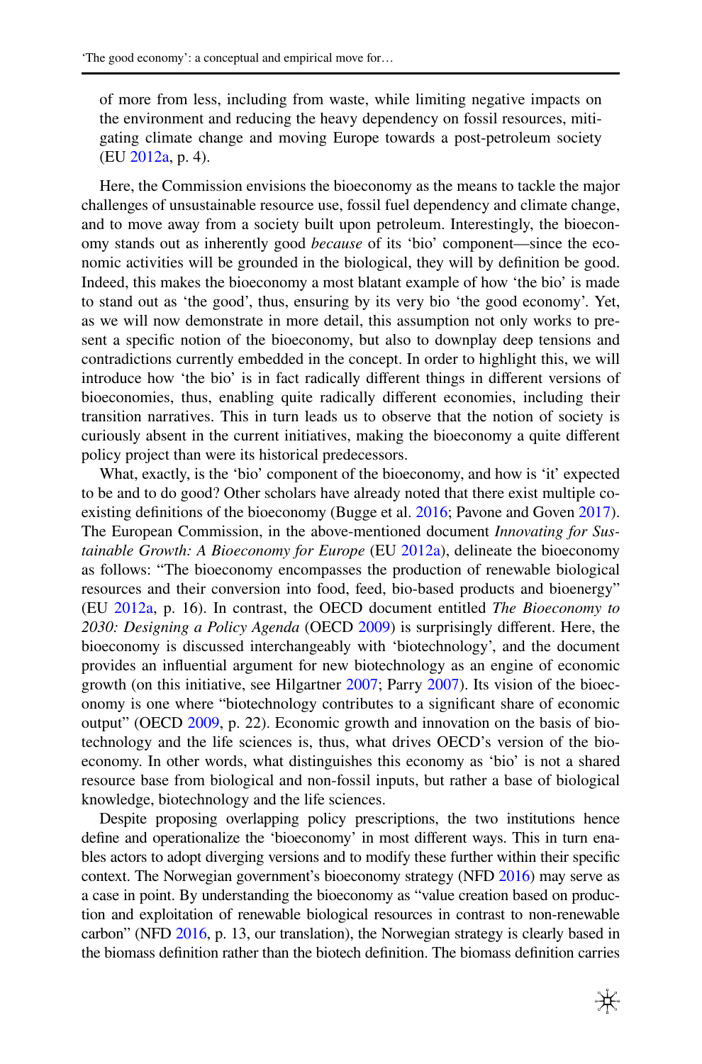of more from less, including from waste, while limiting negative impacts on the environment and reducing the heavy dependency on fossil resources, mitigating climate change and moving Europe towards a post-petroleum society (EU 2012a, p. 4).

Here, the Commission envisions the bioeconomy as the means to tackle the major challenges of unsustainable resource use, fossil fuel dependency and climate change, and to move away from a society built upon petroleum. Interestingly, the bioeconomy stands out as inherently good *because* of its 'bio' component—since the economic activities will be grounded in the biological, they will by definition be good. Indeed, this makes the bioeconomy a most blatant example of how 'the bio' is made to stand out as 'the good', thus, ensuring by its very bio 'the good economy'. Yet, as we will now demonstrate in more detail, this assumption not only works to present a specific notion of the bioeconomy, but also to downplay deep tensions and contradictions currently embedded in the concept. In order to highlight this, we will introduce how 'the bio' is in fact radically different things in different versions of bioeconomies, thus, enabling quite radically different economies, including their transition narratives. This in turn leads us to observe that the notion of society is curiously absent in the current initiatives, making the bioeconomy a quite different policy project than were its historical predecessors.

What, exactly, is the 'bio' component of the bioeconomy, and how is 'it' expected to be and to do good? Other scholars have already noted that there exist multiple co-existing definitions of the bioeconomy (Bugge et al. 2016; Pavone and Goven 2017). The European Commission, in the above-mentioned document *Innovating for Sustainable Growth: A Bioeconomy for Europe* (EU 2012a), delineate the bioeconomy as follows: "The bioeconomy encompasses the production of renewable biological resources and their conversion into food, feed, bio-based products and bioenergy" (EU 2012a, p. 16). In contrast, the OECD document entitled *The Bioeconomy to 2030: Designing a Policy Agenda* (OECD 2009) is surprisingly different. Here, the bioeconomy is discussed interchangeably with 'biotechnology', and the document provides an influential argument for new biotechnology as an engine of economic growth (on this initiative, see Hilgartner 2007; Parry 2007). Its vision of the bioeconomy is one where "biotechnology contributes to a significant share of economic output" (OECD 2009, p. 22). Economic growth and innovation on the basis of biotechnology and the life sciences is, thus, what drives OECD's version of the bioeconomy. In other words, what distinguishes this economy as 'bio' is not a shared resource base from biological and non-fossil inputs, but rather a base of biological knowledge, biotechnology and the life sciences.

Despite proposing overlapping policy prescriptions, the two institutions hence define and operationalize the 'bioeconomy' in most different ways. This in turn enables actors to adopt diverging versions and to modify these further within their specific context. The Norwegian government's bioeconomy strategy (NFD 2016) may serve as a case in point. By understanding the bioeconomy as "value creation based on production and exploitation of renewable biological resources in contrast to non-renewable carbon" (NFD 2016, p. 13, our translation), the Norwegian strategy is clearly based in the biomass definition rather than the biotech definition. The biomass definition carries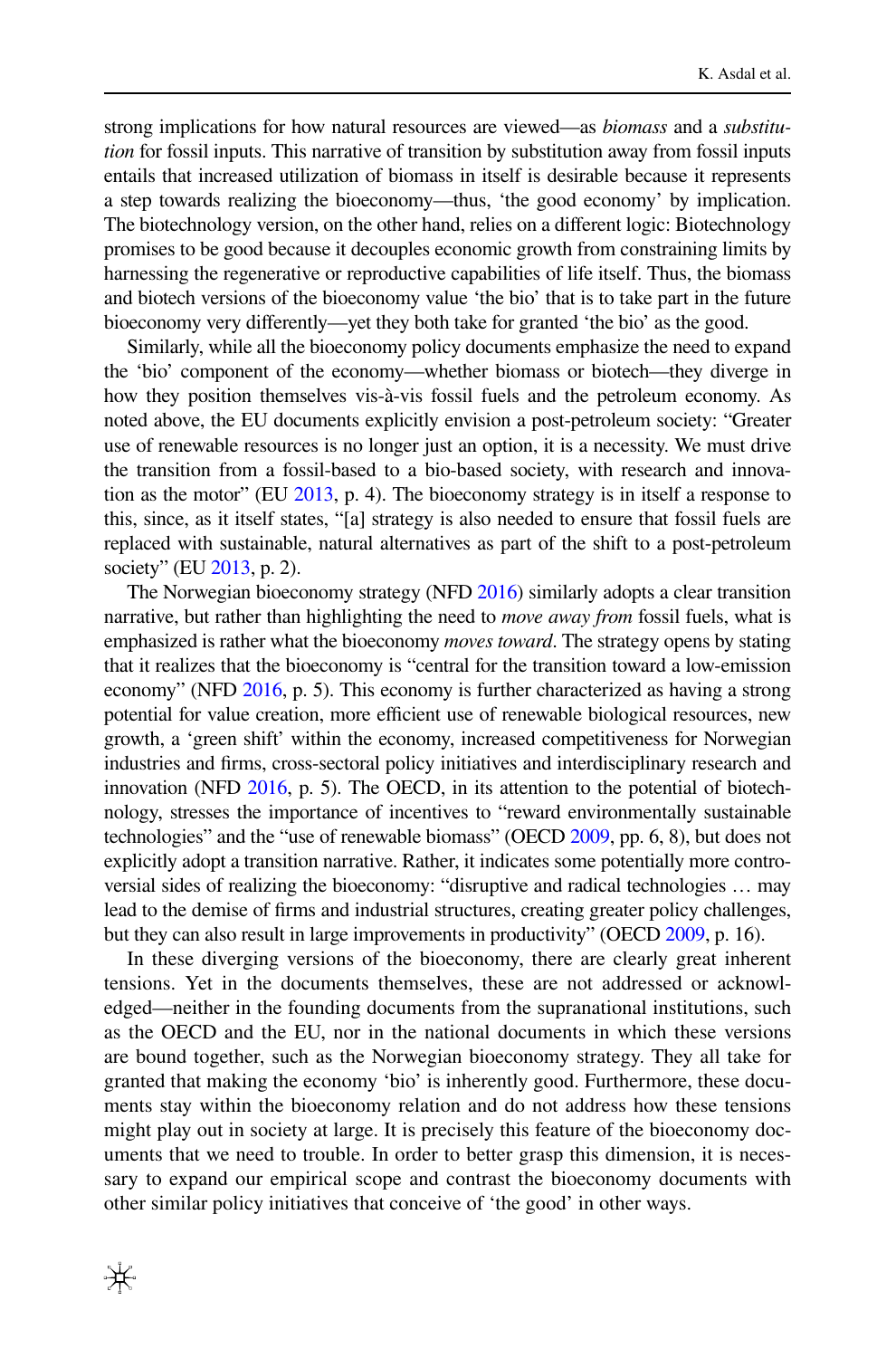strong implications for how natural resources are viewed—as *biomass* and a *substitution* for fossil inputs. This narrative of transition by substitution away from fossil inputs entails that increased utilization of biomass in itself is desirable because it represents a step towards realizing the bioeconomy—thus, 'the good economy' by implication. The biotechnology version, on the other hand, relies on a different logic: Biotechnology promises to be good because it decouples economic growth from constraining limits by harnessing the regenerative or reproductive capabilities of life itself. Thus, the biomass and biotech versions of the bioeconomy value 'the bio' that is to take part in the future bioeconomy very differently—yet they both take for granted 'the bio' as the good.

Similarly, while all the bioeconomy policy documents emphasize the need to expand the 'bio' component of the economy—whether biomass or biotech—they diverge in how they position themselves vis-à-vis fossil fuels and the petroleum economy. As noted above, the EU documents explicitly envision a post-petroleum society: "Greater use of renewable resources is no longer just an option, it is a necessity. We must drive the transition from a fossil-based to a bio-based society, with research and innovation as the motor" (EU 2013, p. 4). The bioeconomy strategy is in itself a response to this, since, as it itself states, "[a] strategy is also needed to ensure that fossil fuels are replaced with sustainable, natural alternatives as part of the shift to a post-petroleum society" (EU 2013, p. 2).

The Norwegian bioeconomy strategy (NFD 2016) similarly adopts a clear transition narrative, but rather than highlighting the need to *move away from* fossil fuels, what is emphasized is rather what the bioeconomy *moves toward*. The strategy opens by stating that it realizes that the bioeconomy is "central for the transition toward a low-emission economy" (NFD 2016, p. 5). This economy is further characterized as having a strong potential for value creation, more efficient use of renewable biological resources, new growth, a 'green shift' within the economy, increased competitiveness for Norwegian industries and firms, cross-sectoral policy initiatives and interdisciplinary research and innovation (NFD 2016, p. 5). The OECD, in its attention to the potential of biotechnology, stresses the importance of incentives to "reward environmentally sustainable technologies" and the "use of renewable biomass" (OECD 2009, pp. 6, 8), but does not explicitly adopt a transition narrative. Rather, it indicates some potentially more controversial sides of realizing the bioeconomy: "disruptive and radical technologies … may lead to the demise of firms and industrial structures, creating greater policy challenges, but they can also result in large improvements in productivity" (OECD 2009, p. 16).

In these diverging versions of the bioeconomy, there are clearly great inherent tensions. Yet in the documents themselves, these are not addressed or acknowledged—neither in the founding documents from the supranational institutions, such as the OECD and the EU, nor in the national documents in which these versions are bound together, such as the Norwegian bioeconomy strategy. They all take for granted that making the economy 'bio' is inherently good. Furthermore, these documents stay within the bioeconomy relation and do not address how these tensions might play out in society at large. It is precisely this feature of the bioeconomy documents that we need to trouble. In order to better grasp this dimension, it is necessary to expand our empirical scope and contrast the bioeconomy documents with other similar policy initiatives that conceive of 'the good' in other ways.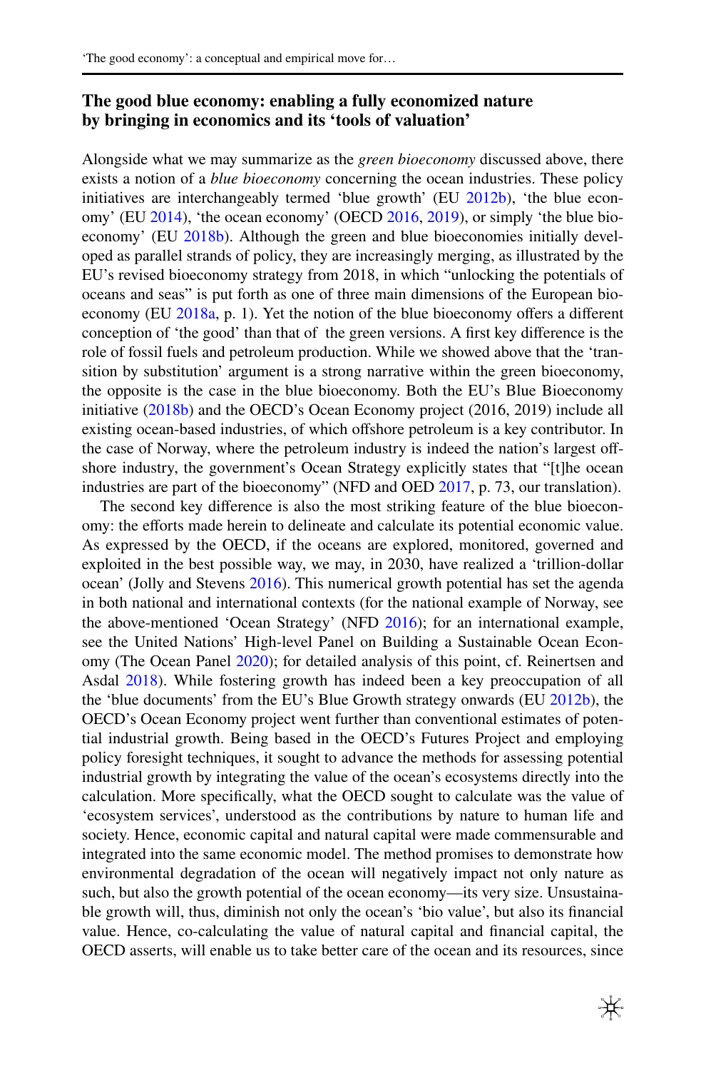## The good blue economy: enabling a fully economized nature by bringing in economics and its 'tools of valuation'

Alongside what we may summarize as the *green bioeconomy* discussed above, there exists a notion of a *blue bioeconomy* concerning the ocean industries. These policy initiatives are interchangeably termed 'blue growth' (EU 2012b), 'the blue economy' (EU 2014), 'the ocean economy' (OECD 2016, 2019), or simply 'the blue bioeconomy' (EU 2018b). Although the green and blue bioeconomies initially developed as parallel strands of policy, they are increasingly merging, as illustrated by the EU's revised bioeconomy strategy from 2018, in which "unlocking the potentials of oceans and seas" is put forth as one of three main dimensions of the European bioeconomy (EU 2018a, p. 1). Yet the notion of the blue bioeconomy offers a different conception of 'the good' than that of the green versions. A first key difference is the role of fossil fuels and petroleum production. While we showed above that the 'transition by substitution' argument is a strong narrative within the green bioeconomy, the opposite is the case in the blue bioeconomy. Both the EU's Blue Bioeconomy initiative (2018b) and the OECD's Ocean Economy project (2016, 2019) include all existing ocean-based industries, of which offshore petroleum is a key contributor. In the case of Norway, where the petroleum industry is indeed the nation's largest offshore industry, the government's Ocean Strategy explicitly states that "[t]he ocean industries are part of the bioeconomy" (NFD and OED 2017, p. 73, our translation).

The second key difference is also the most striking feature of the blue bioeconomy: the efforts made herein to delineate and calculate its potential economic value. As expressed by the OECD, if the oceans are explored, monitored, governed and exploited in the best possible way, we may, in 2030, have realized a 'trillion-dollar ocean' (Jolly and Stevens 2016). This numerical growth potential has set the agenda in both national and international contexts (for the national example of Norway, see the above-mentioned 'Ocean Strategy' (NFD 2016); for an international example, see the United Nations' High-level Panel on Building a Sustainable Ocean Economy (The Ocean Panel 2020); for detailed analysis of this point, cf. Reinertsen and Asdal 2018). While fostering growth has indeed been a key preoccupation of all the 'blue documents' from the EU's Blue Growth strategy onwards (EU 2012b), the OECD's Ocean Economy project went further than conventional estimates of potential industrial growth. Being based in the OECD's Futures Project and employing policy foresight techniques, it sought to advance the methods for assessing potential industrial growth by integrating the value of the ocean's ecosystems directly into the calculation. More specifically, what the OECD sought to calculate was the value of 'ecosystem services', understood as the contributions by nature to human life and society. Hence, economic capital and natural capital were made commensurable and integrated into the same economic model. The method promises to demonstrate how environmental degradation of the ocean will negatively impact not only nature as such, but also the growth potential of the ocean economy—its very size. Unsustainable growth will, thus, diminish not only the ocean's 'bio value', but also its financial value. Hence, co-calculating the value of natural capital and financial capital, the OECD asserts, will enable us to take better care of the ocean and its resources, since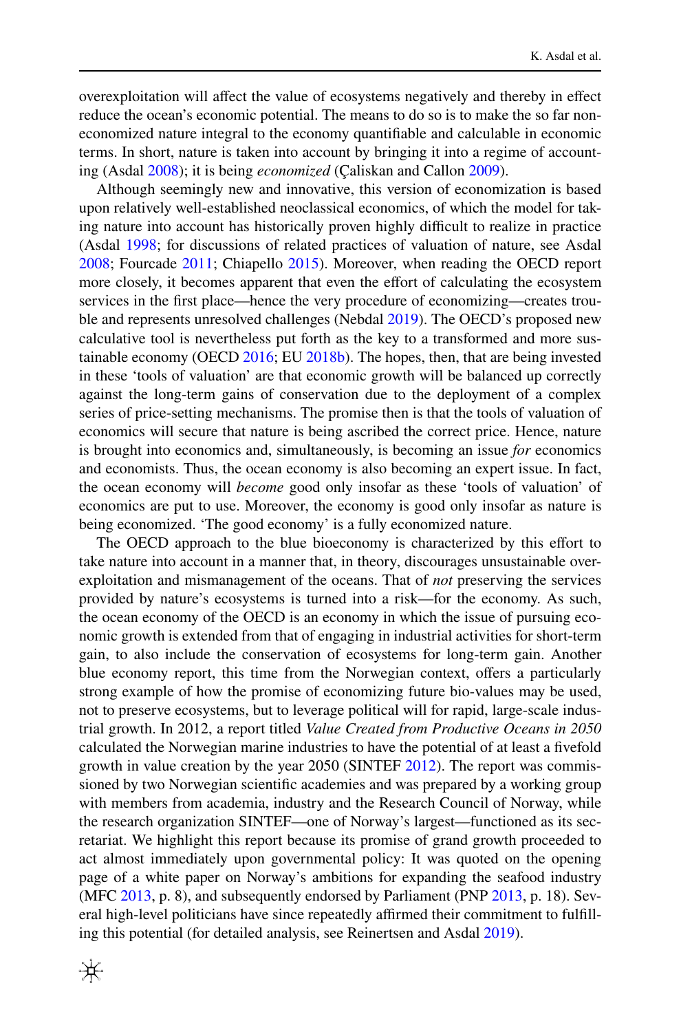overexploitation will affect the value of ecosystems negatively and thereby in effect reduce the ocean's economic potential. The means to do so is to make the so far non-economized nature integral to the economy quantifiable and calculable in economic terms. In short, nature is taken into account by bringing it into a regime of accounting (Asdal 2008); it is being *economized* (Çaliskan and Callon 2009).

Although seemingly new and innovative, this version of economization is based upon relatively well-established neoclassical economics, of which the model for taking nature into account has historically proven highly difficult to realize in practice (Asdal 1998; for discussions of related practices of valuation of nature, see Asdal 2008; Fourcade 2011; Chiapello 2015). Moreover, when reading the OECD report more closely, it becomes apparent that even the effort of calculating the ecosystem services in the first place—hence the very procedure of economizing—creates trouble and represents unresolved challenges (Nebdal 2019). The OECD's proposed new calculative tool is nevertheless put forth as the key to a transformed and more sustainable economy (OECD 2016; EU 2018b). The hopes, then, that are being invested in these 'tools of valuation' are that economic growth will be balanced up correctly against the long-term gains of conservation due to the deployment of a complex series of price-setting mechanisms. The promise then is that the tools of valuation of economics will secure that nature is being ascribed the correct price. Hence, nature is brought into economics and, simultaneously, is becoming an issue *for* economics and economists. Thus, the ocean economy is also becoming an expert issue. In fact, the ocean economy will *become* good only insofar as these 'tools of valuation' of economics are put to use. Moreover, the economy is good only insofar as nature is being economized. 'The good economy' is a fully economized nature.

The OECD approach to the blue bioeconomy is characterized by this effort to take nature into account in a manner that, in theory, discourages unsustainable overexploitation and mismanagement of the oceans. That of *not* preserving the services provided by nature's ecosystems is turned into a risk—for the economy. As such, the ocean economy of the OECD is an economy in which the issue of pursuing economic growth is extended from that of engaging in industrial activities for short-term gain, to also include the conservation of ecosystems for long-term gain. Another blue economy report, this time from the Norwegian context, offers a particularly strong example of how the promise of economizing future bio-values may be used, not to preserve ecosystems, but to leverage political will for rapid, large-scale industrial growth. In 2012, a report titled *Value Created from Productive Oceans in 2050* calculated the Norwegian marine industries to have the potential of at least a fivefold growth in value creation by the year 2050 (SINTEF 2012). The report was commissioned by two Norwegian scientific academies and was prepared by a working group with members from academia, industry and the Research Council of Norway, while the research organization SINTEF—one of Norway's largest—functioned as its secretariat. We highlight this report because its promise of grand growth proceeded to act almost immediately upon governmental policy: It was quoted on the opening page of a white paper on Norway's ambitions for expanding the seafood industry (MFC 2013, p. 8), and subsequently endorsed by Parliament (PNP 2013, p. 18). Several high-level politicians have since repeatedly affirmed their commitment to fulfilling this potential (for detailed analysis, see Reinertsen and Asdal 2019).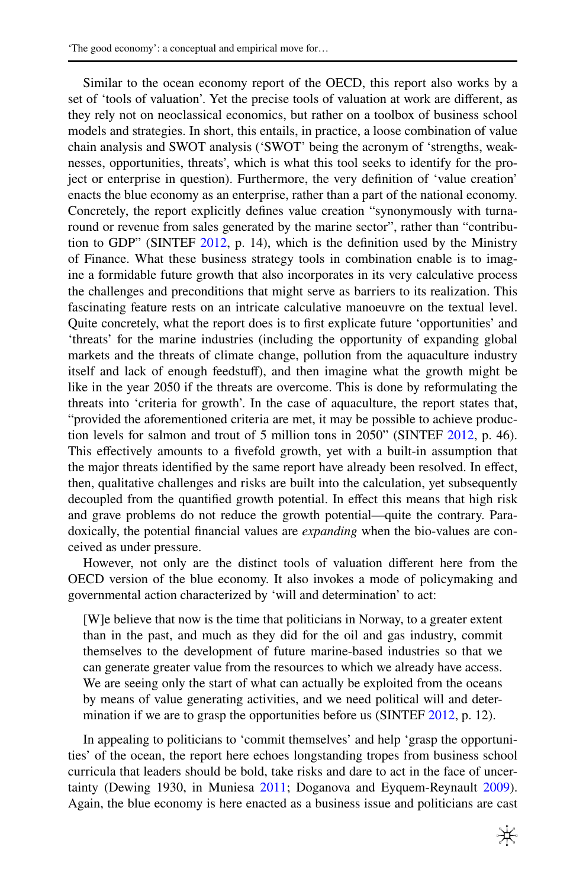Similar to the ocean economy report of the OECD, this report also works by a set of 'tools of valuation'. Yet the precise tools of valuation at work are different, as they rely not on neoclassical economics, but rather on a toolbox of business school models and strategies. In short, this entails, in practice, a loose combination of value chain analysis and SWOT analysis ('SWOT' being the acronym of 'strengths, weaknesses, opportunities, threats', which is what this tool seeks to identify for the project or enterprise in question). Furthermore, the very definition of 'value creation' enacts the blue economy as an enterprise, rather than a part of the national economy. Concretely, the report explicitly defines value creation "synonymously with turnaround or revenue from sales generated by the marine sector", rather than "contribution to GDP" (SINTEF 2012, p. 14), which is the definition used by the Ministry of Finance. What these business strategy tools in combination enable is to imagine a formidable future growth that also incorporates in its very calculative process the challenges and preconditions that might serve as barriers to its realization. This fascinating feature rests on an intricate calculative manoeuvre on the textual level. Quite concretely, what the report does is to first explicate future 'opportunities' and 'threats' for the marine industries (including the opportunity of expanding global markets and the threats of climate change, pollution from the aquaculture industry itself and lack of enough feedstuff), and then imagine what the growth might be like in the year 2050 if the threats are overcome. This is done by reformulating the threats into 'criteria for growth'. In the case of aquaculture, the report states that, "provided the aforementioned criteria are met, it may be possible to achieve production levels for salmon and trout of 5 million tons in 2050" (SINTEF 2012, p. 46). This effectively amounts to a fivefold growth, yet with a built-in assumption that the major threats identified by the same report have already been resolved. In effect, then, qualitative challenges and risks are built into the calculation, yet subsequently decoupled from the quantified growth potential. In effect this means that high risk and grave problems do not reduce the growth potential—quite the contrary. Paradoxically, the potential financial values are *expanding* when the bio-values are conceived as under pressure.

However, not only are the distinct tools of valuation different here from the OECD version of the blue economy. It also invokes a mode of policymaking and governmental action characterized by 'will and determination' to act:

> [W]e believe that now is the time that politicians in Norway, to a greater extent than in the past, and much as they did for the oil and gas industry, commit themselves to the development of future marine-based industries so that we can generate greater value from the resources to which we already have access. We are seeing only the start of what can actually be exploited from the oceans by means of value generating activities, and we need political will and determination if we are to grasp the opportunities before us (SINTEF 2012, p. 12).

In appealing to politicians to 'commit themselves' and help 'grasp the opportunities' of the ocean, the report here echoes longstanding tropes from business school curricula that leaders should be bold, take risks and dare to act in the face of uncertainty (Dewing 1930, in Muniesa 2011; Doganova and Eyquem-Reynault 2009). Again, the blue economy is here enacted as a business issue and politicians are cast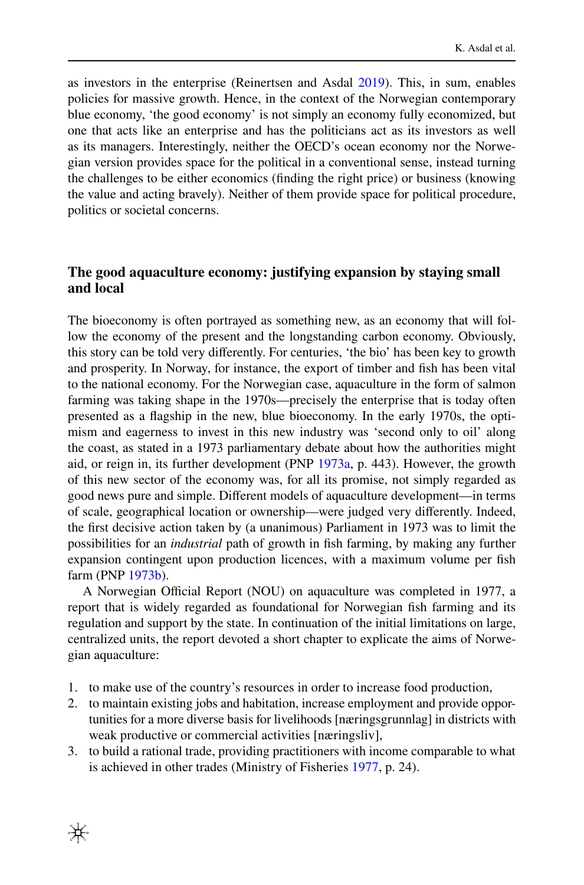as investors in the enterprise (Reinertsen and Asdal 2019). This, in sum, enables policies for massive growth. Hence, in the context of the Norwegian contemporary blue economy, 'the good economy' is not simply an economy fully economized, but one that acts like an enterprise and has the politicians act as its investors as well as its managers. Interestingly, neither the OECD's ocean economy nor the Norwegian version provides space for the political in a conventional sense, instead turning the challenges to be either economics (finding the right price) or business (knowing the value and acting bravely). Neither of them provide space for political procedure, politics or societal concerns.

## The good aquaculture economy: justifying expansion by staying small and local

The bioeconomy is often portrayed as something new, as an economy that will follow the economy of the present and the longstanding carbon economy. Obviously, this story can be told very differently. For centuries, 'the bio' has been key to growth and prosperity. In Norway, for instance, the export of timber and fish has been vital to the national economy. For the Norwegian case, aquaculture in the form of salmon farming was taking shape in the 1970s—precisely the enterprise that is today often presented as a flagship in the new, blue bioeconomy. In the early 1970s, the optimism and eagerness to invest in this new industry was 'second only to oil' along the coast, as stated in a 1973 parliamentary debate about how the authorities might aid, or reign in, its further development (PNP 1973a, p. 443). However, the growth of this new sector of the economy was, for all its promise, not simply regarded as good news pure and simple. Different models of aquaculture development—in terms of scale, geographical location or ownership—were judged very differently. Indeed, the first decisive action taken by (a unanimous) Parliament in 1973 was to limit the possibilities for an *industrial* path of growth in fish farming, by making any further expansion contingent upon production licences, with a maximum volume per fish farm (PNP 1973b).

A Norwegian Official Report (NOU) on aquaculture was completed in 1977, a report that is widely regarded as foundational for Norwegian fish farming and its regulation and support by the state. In continuation of the initial limitations on large, centralized units, the report devoted a short chapter to explicate the aims of Norwegian aquaculture:

1. to make use of the country's resources in order to increase food production,
2. to maintain existing jobs and habitation, increase employment and provide opportunities for a more diverse basis for livelihoods [næringsgrunnlag] in districts with weak productive or commercial activities [næringsliv],
3. to build a rational trade, providing practitioners with income comparable to what is achieved in other trades (Ministry of Fisheries 1977, p. 24).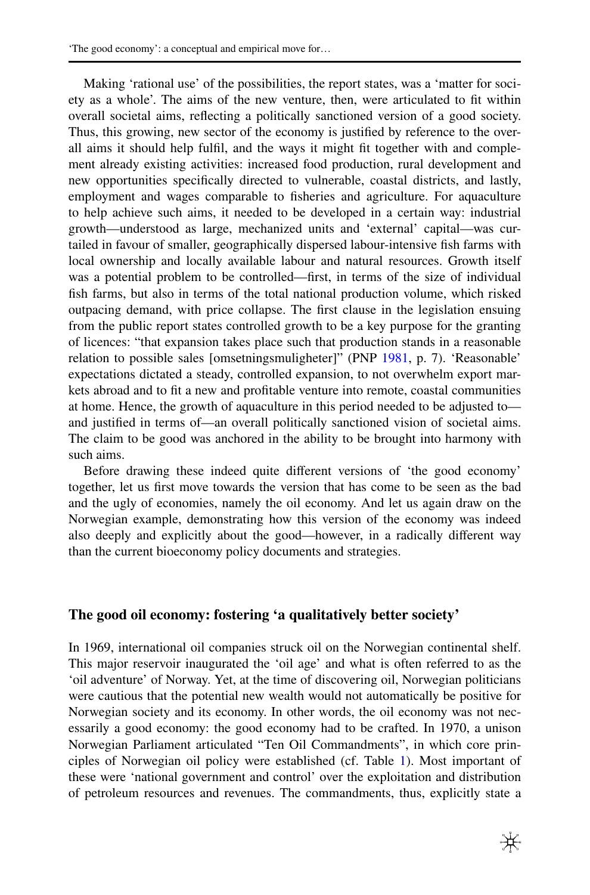Making 'rational use' of the possibilities, the report states, was a 'matter for society as a whole'. The aims of the new venture, then, were articulated to fit within overall societal aims, reflecting a politically sanctioned version of a good society. Thus, this growing, new sector of the economy is justified by reference to the overall aims it should help fulfil, and the ways it might fit together with and complement already existing activities: increased food production, rural development and new opportunities specifically directed to vulnerable, coastal districts, and lastly, employment and wages comparable to fisheries and agriculture. For aquaculture to help achieve such aims, it needed to be developed in a certain way: industrial growth—understood as large, mechanized units and 'external' capital—was curtailed in favour of smaller, geographically dispersed labour-intensive fish farms with local ownership and locally available labour and natural resources. Growth itself was a potential problem to be controlled—first, in terms of the size of individual fish farms, but also in terms of the total national production volume, which risked outpacing demand, with price collapse. The first clause in the legislation ensuing from the public report states controlled growth to be a key purpose for the granting of licences: "that expansion takes place such that production stands in a reasonable relation to possible sales [omsetningsmuligheter]" (PNP 1981, p. 7). 'Reasonable' expectations dictated a steady, controlled expansion, to not overwhelm export markets abroad and to fit a new and profitable venture into remote, coastal communities at home. Hence, the growth of aquaculture in this period needed to be adjusted to—and justified in terms of—an overall politically sanctioned vision of societal aims. The claim to be good was anchored in the ability to be brought into harmony with such aims.

Before drawing these indeed quite different versions of 'the good economy' together, let us first move towards the version that has come to be seen as the bad and the ugly of economies, namely the oil economy. And let us again draw on the Norwegian example, demonstrating how this version of the economy was indeed also deeply and explicitly about the good—however, in a radically different way than the current bioeconomy policy documents and strategies.

## The good oil economy: fostering 'a qualitatively better society'

In 1969, international oil companies struck oil on the Norwegian continental shelf. This major reservoir inaugurated the 'oil age' and what is often referred to as the 'oil adventure' of Norway. Yet, at the time of discovering oil, Norwegian politicians were cautious that the potential new wealth would not automatically be positive for Norwegian society and its economy. In other words, the oil economy was not necessarily a good economy: the good economy had to be crafted. In 1970, a unison Norwegian Parliament articulated "Ten Oil Commandments", in which core principles of Norwegian oil policy were established (cf. Table 1). Most important of these were 'national government and control' over the exploitation and distribution of petroleum resources and revenues. The commandments, thus, explicitly state a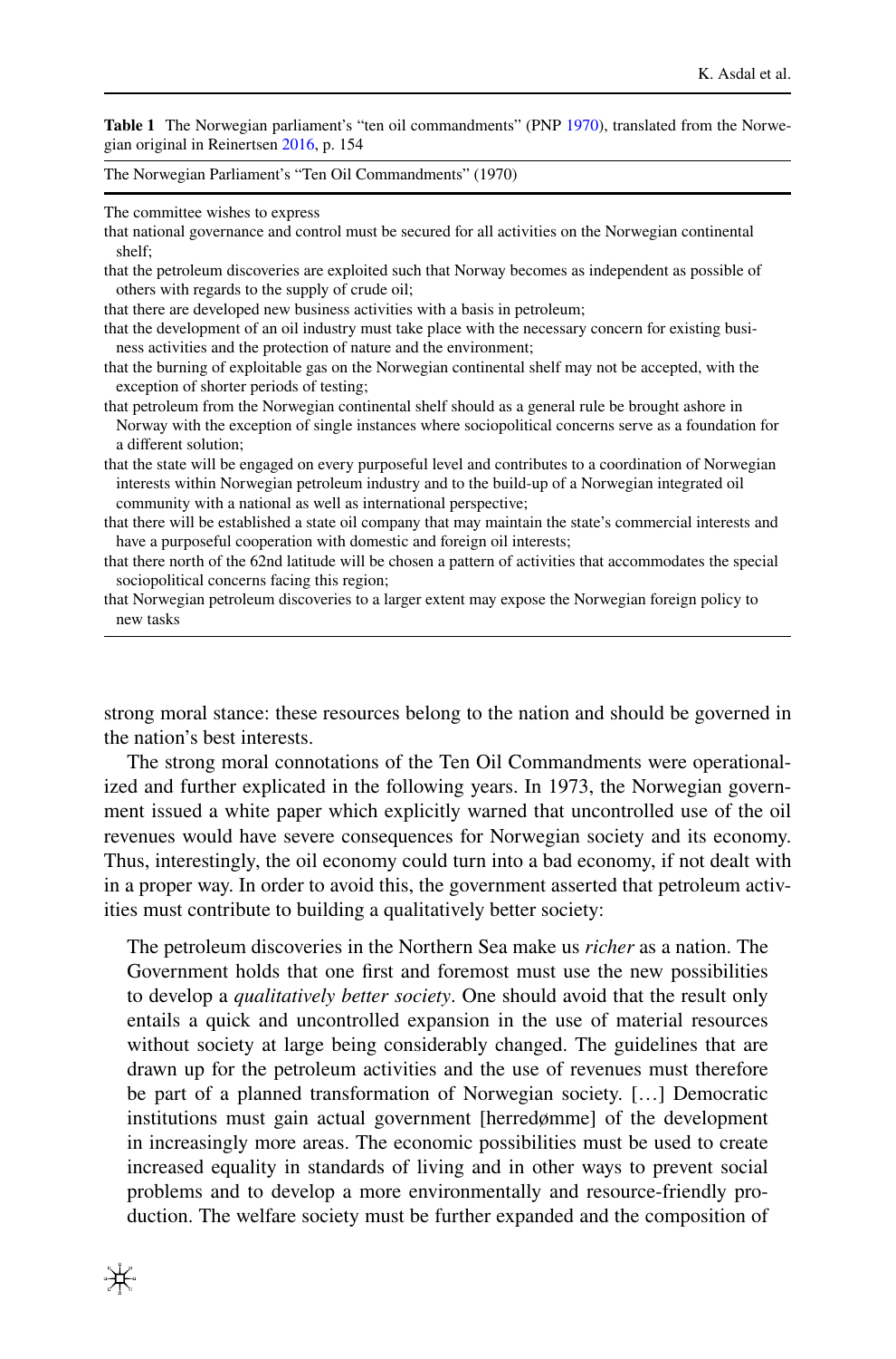**Table 1** The Norwegian parliament's "ten oil commandments" (PNP 1970), translated from the Norwegian original in Reinertsen 2016, p. 154

| The Norwegian Parliament's "Ten Oil Commandments" (1970) |
|---|
| The committee wishes to express |
| that national governance and control must be secured for all activities on the Norwegian continental shelf; |
| that the petroleum discoveries are exploited such that Norway becomes as independent as possible of others with regards to the supply of crude oil; |
| that there are developed new business activities with a basis in petroleum; |
| that the development of an oil industry must take place with the necessary concern for existing business activities and the protection of nature and the environment; |
| that the burning of exploitable gas on the Norwegian continental shelf may not be accepted, with the exception of shorter periods of testing; |
| that petroleum from the Norwegian continental shelf should as a general rule be brought ashore in Norway with the exception of single instances where sociopolitical concerns serve as a foundation for a different solution; |
| that the state will be engaged on every purposeful level and contributes to a coordination of Norwegian interests within Norwegian petroleum industry and to the build-up of a Norwegian integrated oil community with a national as well as international perspective; |
| that there will be established a state oil company that may maintain the state's commercial interests and have a purposeful cooperation with domestic and foreign oil interests; |
| that there north of the 62nd latitude will be chosen a pattern of activities that accommodates the special sociopolitical concerns facing this region; |
| that Norwegian petroleum discoveries to a larger extent may expose the Norwegian foreign policy to new tasks |

strong moral stance: these resources belong to the nation and should be governed in the nation's best interests.

The strong moral connotations of the Ten Oil Commandments were operationalized and further explicated in the following years. In 1973, the Norwegian government issued a white paper which explicitly warned that uncontrolled use of the oil revenues would have severe consequences for Norwegian society and its economy. Thus, interestingly, the oil economy could turn into a bad economy, if not dealt with in a proper way. In order to avoid this, the government asserted that petroleum activities must contribute to building a qualitatively better society:

> The petroleum discoveries in the Northern Sea make us *richer* as a nation. The Government holds that one first and foremost must use the new possibilities to develop a *qualitatively better society*. One should avoid that the result only entails a quick and uncontrolled expansion in the use of material resources without society at large being considerably changed. The guidelines that are drawn up for the petroleum activities and the use of revenues must therefore be part of a planned transformation of Norwegian society. […] Democratic institutions must gain actual government [herredømme] of the development in increasingly more areas. The economic possibilities must be used to create increased equality in standards of living and in other ways to prevent social problems and to develop a more environmentally and resource-friendly production. The welfare society must be further expanded and the composition of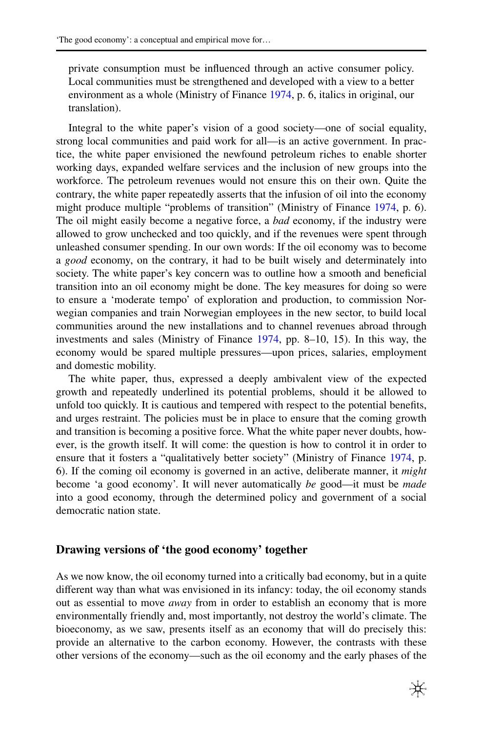private consumption must be influenced through an active consumer policy. Local communities must be strengthened and developed with a view to a better environment as a whole (Ministry of Finance 1974, p. 6, italics in original, our translation).

Integral to the white paper's vision of a good society—one of social equality, strong local communities and paid work for all—is an active government. In practice, the white paper envisioned the newfound petroleum riches to enable shorter working days, expanded welfare services and the inclusion of new groups into the workforce. The petroleum revenues would not ensure this on their own. Quite the contrary, the white paper repeatedly asserts that the infusion of oil into the economy might produce multiple "problems of transition" (Ministry of Finance 1974, p. 6). The oil might easily become a negative force, a *bad* economy, if the industry were allowed to grow unchecked and too quickly, and if the revenues were spent through unleashed consumer spending. In our own words: If the oil economy was to become a *good* economy, on the contrary, it had to be built wisely and determinately into society. The white paper's key concern was to outline how a smooth and beneficial transition into an oil economy might be done. The key measures for doing so were to ensure a 'moderate tempo' of exploration and production, to commission Norwegian companies and train Norwegian employees in the new sector, to build local communities around the new installations and to channel revenues abroad through investments and sales (Ministry of Finance 1974, pp. 8–10, 15). In this way, the economy would be spared multiple pressures—upon prices, salaries, employment and domestic mobility.

The white paper, thus, expressed a deeply ambivalent view of the expected growth and repeatedly underlined its potential problems, should it be allowed to unfold too quickly. It is cautious and tempered with respect to the potential benefits, and urges restraint. The policies must be in place to ensure that the coming growth and transition is becoming a positive force. What the white paper never doubts, however, is the growth itself. It will come: the question is how to control it in order to ensure that it fosters a "qualitatively better society" (Ministry of Finance 1974, p. 6). If the coming oil economy is governed in an active, deliberate manner, it *might* become 'a good economy'. It will never automatically *be* good—it must be *made* into a good economy, through the determined policy and government of a social democratic nation state.

## Drawing versions of 'the good economy' together

As we now know, the oil economy turned into a critically bad economy, but in a quite different way than what was envisioned in its infancy: today, the oil economy stands out as essential to move *away* from in order to establish an economy that is more environmentally friendly and, most importantly, not destroy the world's climate. The bioeconomy, as we saw, presents itself as an economy that will do precisely this: provide an alternative to the carbon economy. However, the contrasts with these other versions of the economy—such as the oil economy and the early phases of the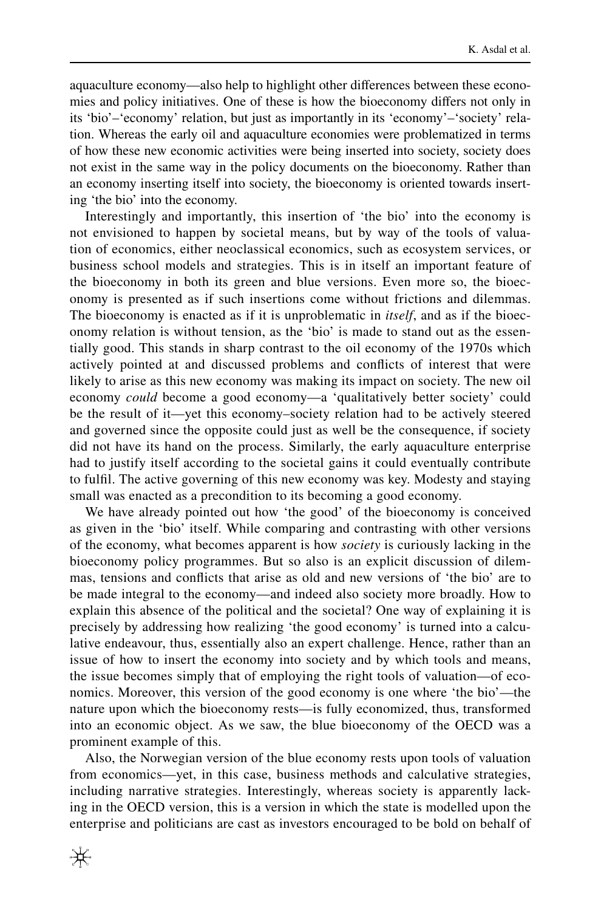aquaculture economy—also help to highlight other differences between these economies and policy initiatives. One of these is how the bioeconomy differs not only in its 'bio'–'economy' relation, but just as importantly in its 'economy'–'society' relation. Whereas the early oil and aquaculture economies were problematized in terms of how these new economic activities were being inserted into society, society does not exist in the same way in the policy documents on the bioeconomy. Rather than an economy inserting itself into society, the bioeconomy is oriented towards inserting 'the bio' into the economy.

Interestingly and importantly, this insertion of 'the bio' into the economy is not envisioned to happen by societal means, but by way of the tools of valuation of economics, either neoclassical economics, such as ecosystem services, or business school models and strategies. This is in itself an important feature of the bioeconomy in both its green and blue versions. Even more so, the bioeconomy is presented as if such insertions come without frictions and dilemmas. The bioeconomy is enacted as if it is unproblematic in *itself*, and as if the bioeconomy relation is without tension, as the 'bio' is made to stand out as the essentially good. This stands in sharp contrast to the oil economy of the 1970s which actively pointed at and discussed problems and conflicts of interest that were likely to arise as this new economy was making its impact on society. The new oil economy *could* become a good economy—a 'qualitatively better society' could be the result of it—yet this economy–society relation had to be actively steered and governed since the opposite could just as well be the consequence, if society did not have its hand on the process. Similarly, the early aquaculture enterprise had to justify itself according to the societal gains it could eventually contribute to fulfil. The active governing of this new economy was key. Modesty and staying small was enacted as a precondition to its becoming a good economy.

We have already pointed out how 'the good' of the bioeconomy is conceived as given in the 'bio' itself. While comparing and contrasting with other versions of the economy, what becomes apparent is how *society* is curiously lacking in the bioeconomy policy programmes. But so also is an explicit discussion of dilemmas, tensions and conflicts that arise as old and new versions of 'the bio' are to be made integral to the economy—and indeed also society more broadly. How to explain this absence of the political and the societal? One way of explaining it is precisely by addressing how realizing 'the good economy' is turned into a calculative endeavour, thus, essentially also an expert challenge. Hence, rather than an issue of how to insert the economy into society and by which tools and means, the issue becomes simply that of employing the right tools of valuation—of economics. Moreover, this version of the good economy is one where 'the bio'—the nature upon which the bioeconomy rests—is fully economized, thus, transformed into an economic object. As we saw, the blue bioeconomy of the OECD was a prominent example of this.

Also, the Norwegian version of the blue economy rests upon tools of valuation from economics—yet, in this case, business methods and calculative strategies, including narrative strategies. Interestingly, whereas society is apparently lacking in the OECD version, this is a version in which the state is modelled upon the enterprise and politicians are cast as investors encouraged to be bold on behalf of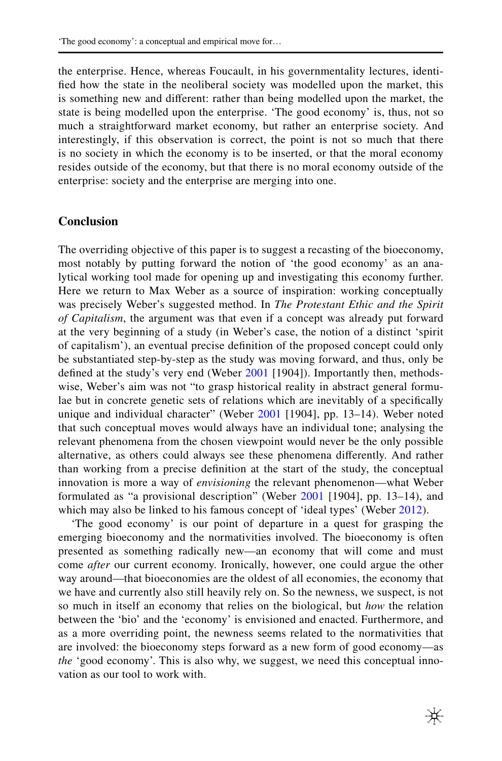the enterprise. Hence, whereas Foucault, in his governmentality lectures, identified how the state in the neoliberal society was modelled upon the market, this is something new and different: rather than being modelled upon the market, the state is being modelled upon the enterprise. 'The good economy' is, thus, not so much a straightforward market economy, but rather an enterprise society. And interestingly, if this observation is correct, the point is not so much that there is no society in which the economy is to be inserted, or that the moral economy resides outside of the economy, but that there is no moral economy outside of the enterprise: society and the enterprise are merging into one.

## Conclusion

The overriding objective of this paper is to suggest a recasting of the bioeconomy, most notably by putting forward the notion of 'the good economy' as an analytical working tool made for opening up and investigating this economy further. Here we return to Max Weber as a source of inspiration: working conceptually was precisely Weber's suggested method. In *The Protestant Ethic and the Spirit of Capitalism*, the argument was that even if a concept was already put forward at the very beginning of a study (in Weber's case, the notion of a distinct 'spirit of capitalism'), an eventual precise definition of the proposed concept could only be substantiated step-by-step as the study was moving forward, and thus, only be defined at the study's very end (Weber 2001 [1904]). Importantly then, methods-wise, Weber's aim was not "to grasp historical reality in abstract general formulae but in concrete genetic sets of relations which are inevitably of a specifically unique and individual character" (Weber 2001 [1904], pp. 13–14). Weber noted that such conceptual moves would always have an individual tone; analysing the relevant phenomena from the chosen viewpoint would never be the only possible alternative, as others could always see these phenomena differently. And rather than working from a precise definition at the start of the study, the conceptual innovation is more a way of *envisioning* the relevant phenomenon—what Weber formulated as "a provisional description" (Weber 2001 [1904], pp. 13–14), and which may also be linked to his famous concept of 'ideal types' (Weber 2012).

'The good economy' is our point of departure in a quest for grasping the emerging bioeconomy and the normativities involved. The bioeconomy is often presented as something radically new—an economy that will come and must come *after* our current economy. Ironically, however, one could argue the other way around—that bioeconomies are the oldest of all economies, the economy that we have and currently also still heavily rely on. So the newness, we suspect, is not so much in itself an economy that relies on the biological, but *how* the relation between the 'bio' and the 'economy' is envisioned and enacted. Furthermore, and as a more overriding point, the newness seems related to the normativities that are involved: the bioeconomy steps forward as a new form of good economy—as *the* 'good economy'. This is also why, we suggest, we need this conceptual innovation as our tool to work with.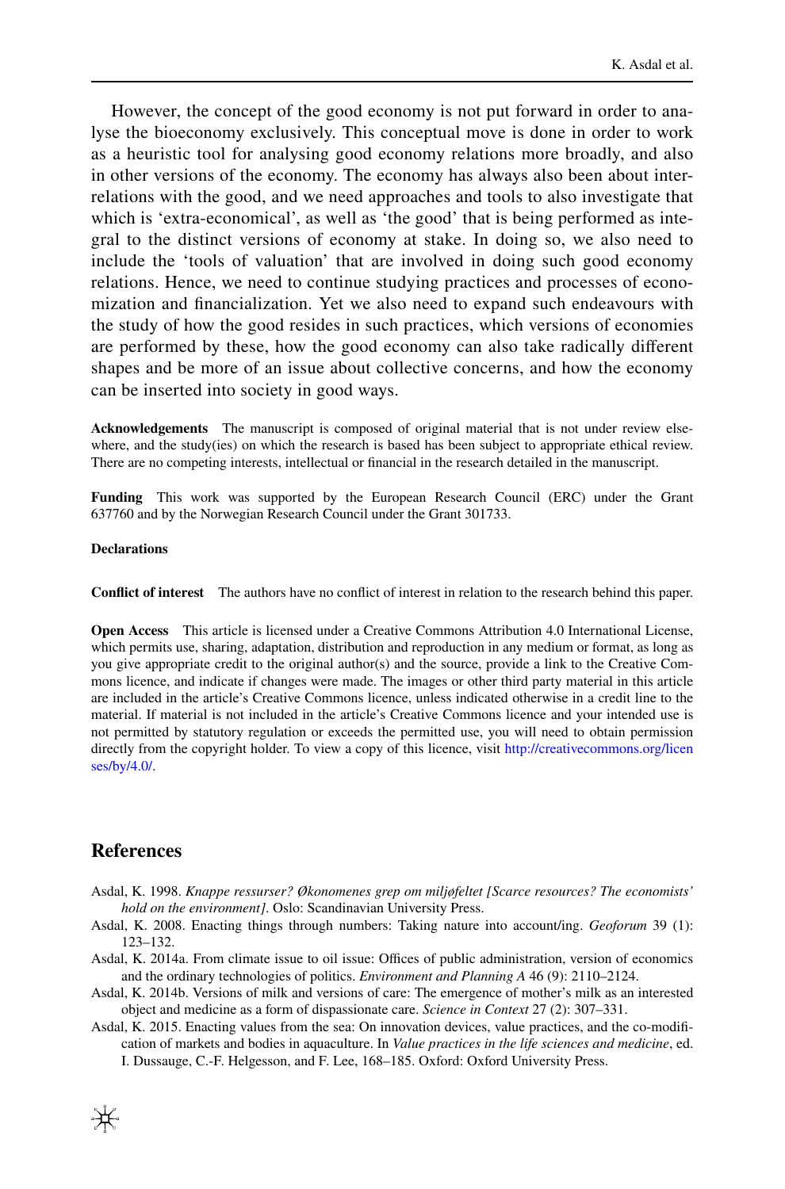However, the concept of the good economy is not put forward in order to analyse the bioeconomy exclusively. This conceptual move is done in order to work as a heuristic tool for analysing good economy relations more broadly, and also in other versions of the economy. The economy has always also been about interrelations with the good, and we need approaches and tools to also investigate that which is 'extra-economical', as well as 'the good' that is being performed as integral to the distinct versions of economy at stake. In doing so, we also need to include the 'tools of valuation' that are involved in doing such good economy relations. Hence, we need to continue studying practices and processes of economization and financialization. Yet we also need to expand such endeavours with the study of how the good resides in such practices, which versions of economies are performed by these, how the good economy can also take radically different shapes and be more of an issue about collective concerns, and how the economy can be inserted into society in good ways.

**Acknowledgements** The manuscript is composed of original material that is not under review elsewhere, and the study(ies) on which the research is based has been subject to appropriate ethical review. There are no competing interests, intellectual or financial in the research detailed in the manuscript.

**Funding** This work was supported by the European Research Council (ERC) under the Grant 637760 and by the Norwegian Research Council under the Grant 301733.

**Declarations**

**Conflict of interest** The authors have no conflict of interest in relation to the research behind this paper.

**Open Access** This article is licensed under a Creative Commons Attribution 4.0 International License, which permits use, sharing, adaptation, distribution and reproduction in any medium or format, as long as you give appropriate credit to the original author(s) and the source, provide a link to the Creative Commons licence, and indicate if changes were made. The images or other third party material in this article are included in the article's Creative Commons licence, unless indicated otherwise in a credit line to the material. If material is not included in the article's Creative Commons licence and your intended use is not permitted by statutory regulation or exceeds the permitted use, you will need to obtain permission directly from the copyright holder. To view a copy of this licence, visit http://creativecommons.org/licenses/by/4.0/.

## References

Asdal, K. 1998. *Knappe ressurser? Økonomenes grep om miljøfeltet [Scarce resources? The economists' hold on the environment]*. Oslo: Scandinavian University Press.

Asdal, K. 2008. Enacting things through numbers: Taking nature into account/ing. *Geoforum* 39 (1): 123–132.

Asdal, K. 2014a. From climate issue to oil issue: Offices of public administration, version of economics and the ordinary technologies of politics. *Environment and Planning A* 46 (9): 2110–2124.

Asdal, K. 2014b. Versions of milk and versions of care: The emergence of mother's milk as an interested object and medicine as a form of dispassionate care. *Science in Context* 27 (2): 307–331.

Asdal, K. 2015. Enacting values from the sea: On innovation devices, value practices, and the co-modification of markets and bodies in aquaculture. In *Value practices in the life sciences and medicine*, ed. I. Dussauge, C.-F. Helgesson, and F. Lee, 168–185. Oxford: Oxford University Press.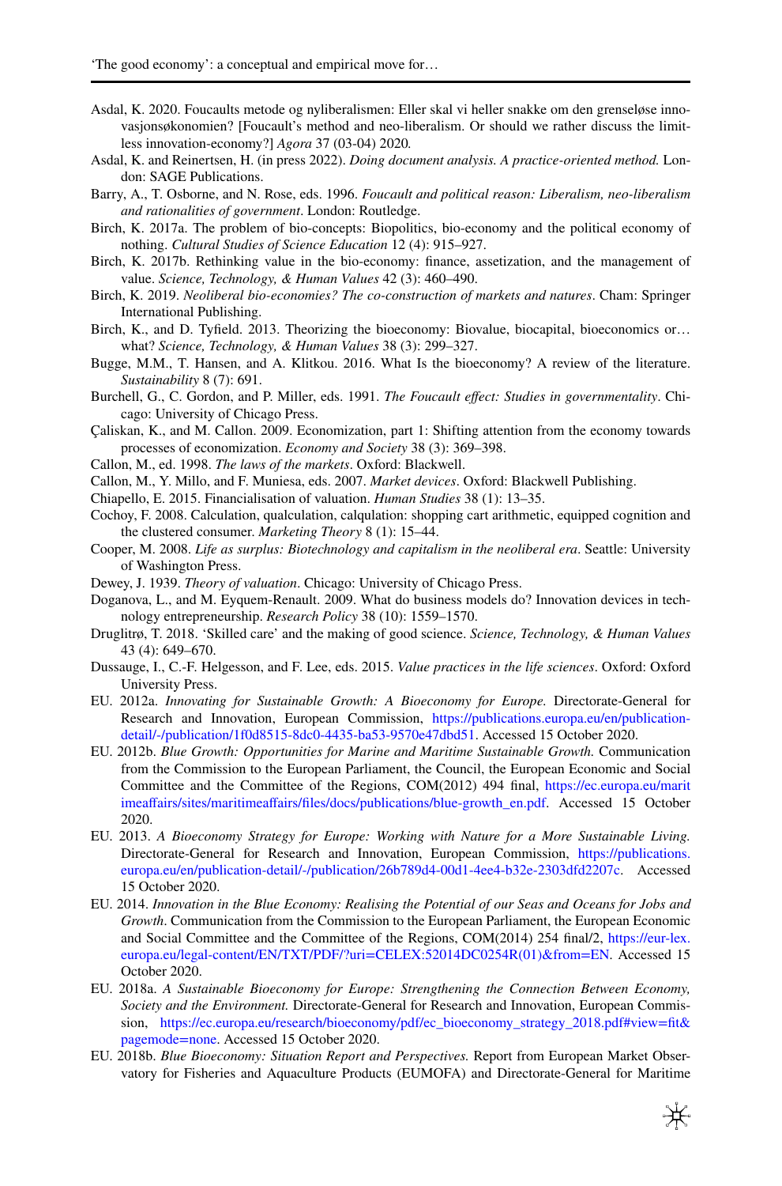Asdal, K. 2020. Foucaults metode og nyliberalismen: Eller skal vi heller snakke om den grenseløse innovasjonsøkonomien? [Foucault's method and neo-liberalism. Or should we rather discuss the limitless innovation-economy?] *Agora* 37 (03-04) 2020.

Asdal, K. and Reinertsen, H. (in press 2022). *Doing document analysis. A practice-oriented method.* London: SAGE Publications.

Barry, A., T. Osborne, and N. Rose, eds. 1996. *Foucault and political reason: Liberalism, neo-liberalism and rationalities of government*. London: Routledge.

Birch, K. 2017a. The problem of bio-concepts: Biopolitics, bio-economy and the political economy of nothing. *Cultural Studies of Science Education* 12 (4): 915–927.

Birch, K. 2017b. Rethinking value in the bio-economy: finance, assetization, and the management of value. *Science, Technology, & Human Values* 42 (3): 460–490.

Birch, K. 2019. *Neoliberal bio-economies? The co-construction of markets and natures*. Cham: Springer International Publishing.

Birch, K., and D. Tyfield. 2013. Theorizing the bioeconomy: Biovalue, biocapital, bioeconomics or… what? *Science, Technology, & Human Values* 38 (3): 299–327.

Bugge, M.M., T. Hansen, and A. Klitkou. 2016. What Is the bioeconomy? A review of the literature. *Sustainability* 8 (7): 691.

Burchell, G., C. Gordon, and P. Miller, eds. 1991. *The Foucault effect: Studies in governmentality*. Chicago: University of Chicago Press.

Çaliskan, K., and M. Callon. 2009. Economization, part 1: Shifting attention from the economy towards processes of economization. *Economy and Society* 38 (3): 369–398.

Callon, M., ed. 1998. *The laws of the markets*. Oxford: Blackwell.

Callon, M., Y. Millo, and F. Muniesa, eds. 2007. *Market devices*. Oxford: Blackwell Publishing.

Chiapello, E. 2015. Financialisation of valuation. *Human Studies* 38 (1): 13–35.

Cochoy, F. 2008. Calculation, qualculation, calqulation: shopping cart arithmetic, equipped cognition and the clustered consumer. *Marketing Theory* 8 (1): 15–44.

Cooper, M. 2008. *Life as surplus: Biotechnology and capitalism in the neoliberal era*. Seattle: University of Washington Press.

Dewey, J. 1939. *Theory of valuation*. Chicago: University of Chicago Press.

Doganova, L., and M. Eyquem-Renault. 2009. What do business models do? Innovation devices in technology entrepreneurship. *Research Policy* 38 (10): 1559–1570.

Druglitrø, T. 2018. 'Skilled care' and the making of good science. *Science, Technology, & Human Values* 43 (4): 649–670.

Dussauge, I., C.-F. Helgesson, and F. Lee, eds. 2015. *Value practices in the life sciences*. Oxford: Oxford University Press.

EU. 2012a. *Innovating for Sustainable Growth: A Bioeconomy for Europe.* Directorate-General for Research and Innovation, European Commission, https://publications.europa.eu/en/publication-detail/-/publication/1f0d8515-8dc0-4435-ba53-9570e47dbd51. Accessed 15 October 2020.

EU. 2012b. *Blue Growth: Opportunities for Marine and Maritime Sustainable Growth.* Communication from the Commission to the European Parliament, the Council, the European Economic and Social Committee and the Committee of the Regions, COM(2012) 494 final, https://ec.europa.eu/maritimeaffairs/sites/maritimeaffairs/files/docs/publications/blue-growth_en.pdf. Accessed 15 October 2020.

EU. 2013. *A Bioeconomy Strategy for Europe: Working with Nature for a More Sustainable Living.* Directorate-General for Research and Innovation, European Commission, https://publications.europa.eu/en/publication-detail/-/publication/26b789d4-00d1-4ee4-b32e-2303dfd2207c. Accessed 15 October 2020.

EU. 2014. *Innovation in the Blue Economy: Realising the Potential of our Seas and Oceans for Jobs and Growth*. Communication from the Commission to the European Parliament, the European Economic and Social Committee and the Committee of the Regions, COM(2014) 254 final/2, https://eur-lex.europa.eu/legal-content/EN/TXT/PDF/?uri=CELEX:52014DC0254R(01)&from=EN. Accessed 15 October 2020.

EU. 2018a. *A Sustainable Bioeconomy for Europe: Strengthening the Connection Between Economy, Society and the Environment.* Directorate-General for Research and Innovation, European Commission, https://ec.europa.eu/research/bioeconomy/pdf/ec_bioeconomy_strategy_2018.pdf#view=fit&pagemode=none. Accessed 15 October 2020.

EU. 2018b. *Blue Bioeconomy: Situation Report and Perspectives.* Report from European Market Observatory for Fisheries and Aquaculture Products (EUMOFA) and Directorate-General for Maritime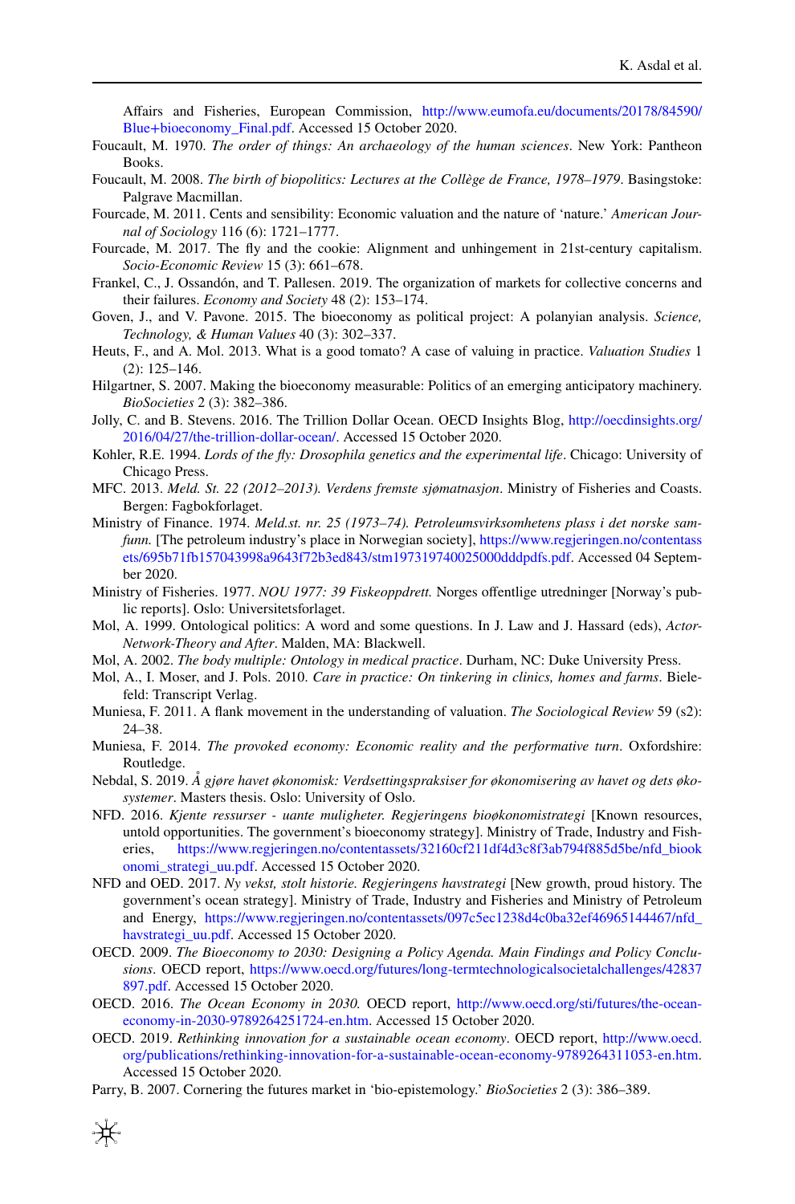Affairs and Fisheries, European Commission, http://www.eumofa.eu/documents/20178/84590/Blue+bioeconomy_Final.pdf. Accessed 15 October 2020.

Foucault, M. 1970. *The order of things: An archaeology of the human sciences*. New York: Pantheon Books.

Foucault, M. 2008. *The birth of biopolitics: Lectures at the Collège de France, 1978–1979*. Basingstoke: Palgrave Macmillan.

Fourcade, M. 2011. Cents and sensibility: Economic valuation and the nature of 'nature.' *American Journal of Sociology* 116 (6): 1721–1777.

Fourcade, M. 2017. The fly and the cookie: Alignment and unhingement in 21st-century capitalism. *Socio-Economic Review* 15 (3): 661–678.

Frankel, C., J. Ossandón, and T. Pallesen. 2019. The organization of markets for collective concerns and their failures. *Economy and Society* 48 (2): 153–174.

Goven, J., and V. Pavone. 2015. The bioeconomy as political project: A polanyian analysis. *Science, Technology, & Human Values* 40 (3): 302–337.

Heuts, F., and A. Mol. 2013. What is a good tomato? A case of valuing in practice. *Valuation Studies* 1 (2): 125–146.

Hilgartner, S. 2007. Making the bioeconomy measurable: Politics of an emerging anticipatory machinery. *BioSocieties* 2 (3): 382–386.

Jolly, C. and B. Stevens. 2016. The Trillion Dollar Ocean. OECD Insights Blog, http://oecdinsights.org/2016/04/27/the-trillion-dollar-ocean/. Accessed 15 October 2020.

Kohler, R.E. 1994. *Lords of the fly: Drosophila genetics and the experimental life*. Chicago: University of Chicago Press.

MFC. 2013. *Meld. St. 22 (2012–2013). Verdens fremste sjømatnasjon*. Ministry of Fisheries and Coasts. Bergen: Fagbokforlaget.

Ministry of Finance. 1974. *Meld.st. nr. 25 (1973–74). Petroleumsvirksomhetens plass i det norske samfunn.* [The petroleum industry's place in Norwegian society], https://www.regjeringen.no/contentassets/695b71fb157043998a9643f72b3ed843/stm197319740025000dddpdfs.pdf. Accessed 04 September 2020.

Ministry of Fisheries. 1977. *NOU 1977: 39 Fiskeoppdrett.* Norges offentlige utredninger [Norway's public reports]. Oslo: Universitetsforlaget.

Mol, A. 1999. Ontological politics: A word and some questions. In J. Law and J. Hassard (eds), *Actor-Network-Theory and After*. Malden, MA: Blackwell.

Mol, A. 2002. *The body multiple: Ontology in medical practice*. Durham, NC: Duke University Press.

Mol, A., I. Moser, and J. Pols. 2010. *Care in practice: On tinkering in clinics, homes and farms*. Bielefeld: Transcript Verlag.

Muniesa, F. 2011. A flank movement in the understanding of valuation. *The Sociological Review* 59 (s2): 24–38.

Muniesa, F. 2014. *The provoked economy: Economic reality and the performative turn*. Oxfordshire: Routledge.

Nebdal, S. 2019. *Å gjøre havet økonomisk: Verdsettingspraksiser for økonomisering av havet og dets økosystemer*. Masters thesis. Oslo: University of Oslo.

NFD. 2016. *Kjente ressurser - uante muligheter. Regjeringens bioøkonomistrategi* [Known resources, untold opportunities. The government's bioeconomy strategy]. Ministry of Trade, Industry and Fisheries, https://www.regjeringen.no/contentassets/32160cf211df4d3c8f3ab794f885d5be/nfd_biookonomi_strategi_uu.pdf. Accessed 15 October 2020.

NFD and OED. 2017. *Ny vekst, stolt historie. Regjeringens havstrategi* [New growth, proud history. The government's ocean strategy]. Ministry of Trade, Industry and Fisheries and Ministry of Petroleum and Energy, https://www.regjeringen.no/contentassets/097c5ec1238d4c0ba32ef46965144467/nfd_havstrategi_uu.pdf. Accessed 15 October 2020.

OECD. 2009. *The Bioeconomy to 2030: Designing a Policy Agenda. Main Findings and Policy Conclusions*. OECD report, https://www.oecd.org/futures/long-termtechnologicalsocietalchallenges/42837897.pdf. Accessed 15 October 2020.

OECD. 2016. *The Ocean Economy in 2030.* OECD report, http://www.oecd.org/sti/futures/the-ocean-economy-in-2030-9789264251724-en.htm. Accessed 15 October 2020.

OECD. 2019. *Rethinking innovation for a sustainable ocean economy*. OECD report, http://www.oecd.org/publications/rethinking-innovation-for-a-sustainable-ocean-economy-9789264311053-en.htm. Accessed 15 October 2020.

Parry, B. 2007. Cornering the futures market in 'bio-epistemology.' *BioSocieties* 2 (3): 386–389.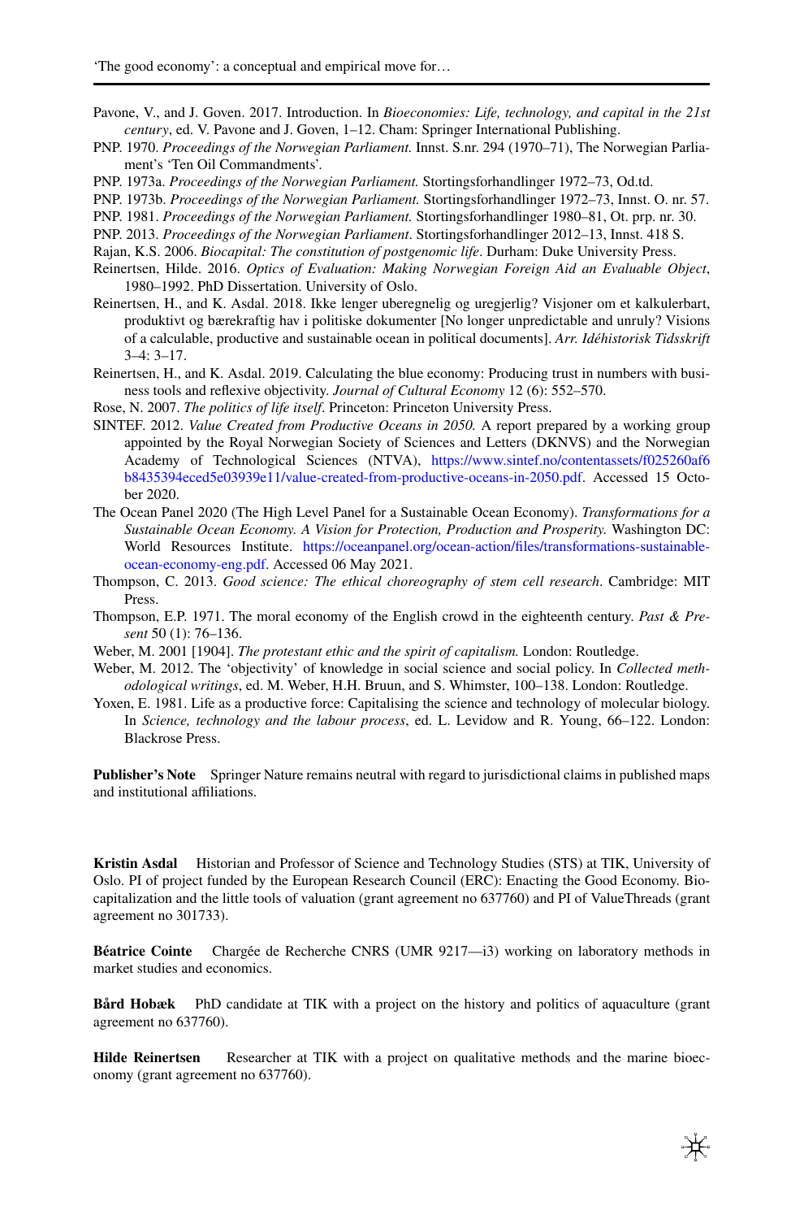Pavone, V., and J. Goven. 2017. Introduction. In *Bioeconomies: Life, technology, and capital in the 21st century*, ed. V. Pavone and J. Goven, 1–12. Cham: Springer International Publishing.

PNP. 1970. *Proceedings of the Norwegian Parliament.* Innst. S.nr. 294 (1970–71), The Norwegian Parliament's 'Ten Oil Commandments'.

PNP. 1973a. *Proceedings of the Norwegian Parliament.* Stortingsforhandlinger 1972–73, Od.td.

PNP. 1973b. *Proceedings of the Norwegian Parliament.* Stortingsforhandlinger 1972–73, Innst. O. nr. 57.

PNP. 1981. *Proceedings of the Norwegian Parliament.* Stortingsforhandlinger 1980–81, Ot. prp. nr. 30.

PNP. 2013. *Proceedings of the Norwegian Parliament*. Stortingsforhandlinger 2012–13, Innst. 418 S.

Rajan, K.S. 2006. *Biocapital: The constitution of postgenomic life*. Durham: Duke University Press.

Reinertsen, Hilde. 2016. *Optics of Evaluation: Making Norwegian Foreign Aid an Evaluable Object*, 1980–1992. PhD Dissertation. University of Oslo.

Reinertsen, H., and K. Asdal. 2018. Ikke lenger uberegnelig og uregjerlig? Visjoner om et kalkulerbart, produktivt og bærekraftig hav i politiske dokumenter [No longer unpredictable and unruly? Visions of a calculable, productive and sustainable ocean in political documents]. *Arr. Idéhistorisk Tidsskrift* 3–4: 3–17.

Reinertsen, H., and K. Asdal. 2019. Calculating the blue economy: Producing trust in numbers with business tools and reflexive objectivity. *Journal of Cultural Economy* 12 (6): 552–570.

Rose, N. 2007. *The politics of life itself*. Princeton: Princeton University Press.

SINTEF. 2012. *Value Created from Productive Oceans in 2050.* A report prepared by a working group appointed by the Royal Norwegian Society of Sciences and Letters (DKNVS) and the Norwegian Academy of Technological Sciences (NTVA), https://www.sintef.no/contentassets/f025260af6b8435394eced5e03939e11/value-created-from-productive-oceans-in-2050.pdf. Accessed 15 October 2020.

The Ocean Panel 2020 (The High Level Panel for a Sustainable Ocean Economy). *Transformations for a Sustainable Ocean Economy. A Vision for Protection, Production and Prosperity.* Washington DC: World Resources Institute. https://oceanpanel.org/ocean-action/files/transformations-sustainable-ocean-economy-eng.pdf. Accessed 06 May 2021.

Thompson, C. 2013. *Good science: The ethical choreography of stem cell research*. Cambridge: MIT Press.

Thompson, E.P. 1971. The moral economy of the English crowd in the eighteenth century. *Past & Present* 50 (1): 76–136.

Weber, M. 2001 [1904]. *The protestant ethic and the spirit of capitalism.* London: Routledge.

Weber, M. 2012. The 'objectivity' of knowledge in social science and social policy. In *Collected methodological writings*, ed. M. Weber, H.H. Bruun, and S. Whimster, 100–138. London: Routledge.

Yoxen, E. 1981. Life as a productive force: Capitalising the science and technology of molecular biology. In *Science, technology and the labour process*, ed. L. Levidow and R. Young, 66–122. London: Blackrose Press.

**Publisher's Note** Springer Nature remains neutral with regard to jurisdictional claims in published maps and institutional affiliations.

**Kristin Asdal** Historian and Professor of Science and Technology Studies (STS) at TIK, University of Oslo. PI of project funded by the European Research Council (ERC): Enacting the Good Economy. Biocapitalization and the little tools of valuation (grant agreement no 637760) and PI of ValueThreads (grant agreement no 301733).

**Béatrice Cointe** Chargée de Recherche CNRS (UMR 9217—i3) working on laboratory methods in market studies and economics.

**Bård Hobæk** PhD candidate at TIK with a project on the history and politics of aquaculture (grant agreement no 637760).

**Hilde Reinertsen** Researcher at TIK with a project on qualitative methods and the marine bioeconomy (grant agreement no 637760).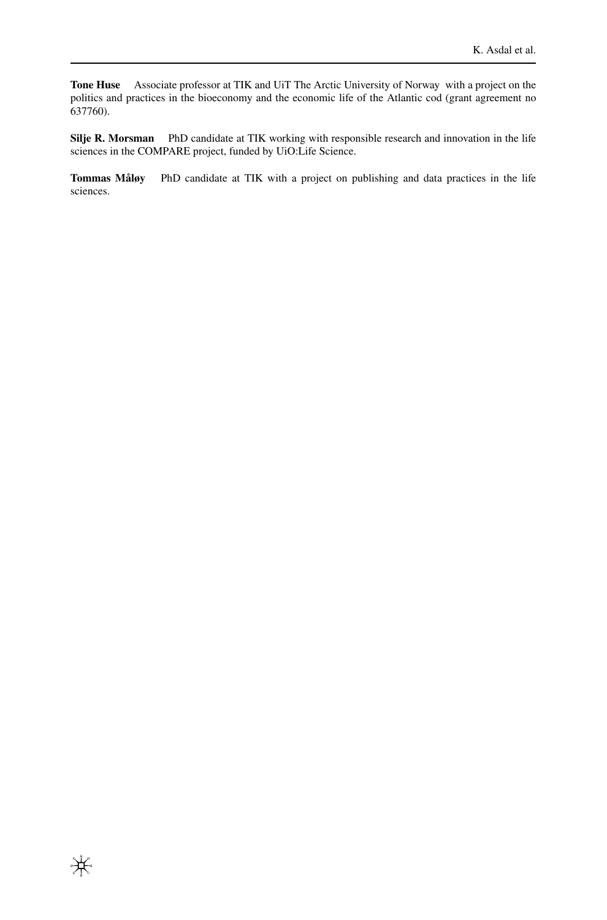**Tone Huse** Associate professor at TIK and UiT The Arctic University of Norway with a project on the politics and practices in the bioeconomy and the economic life of the Atlantic cod (grant agreement no 637760).

**Silje R. Morsman** PhD candidate at TIK working with responsible research and innovation in the life sciences in the COMPARE project, funded by UiO:Life Science.

**Tommas Måløy** PhD candidate at TIK with a project on publishing and data practices in the life sciences.